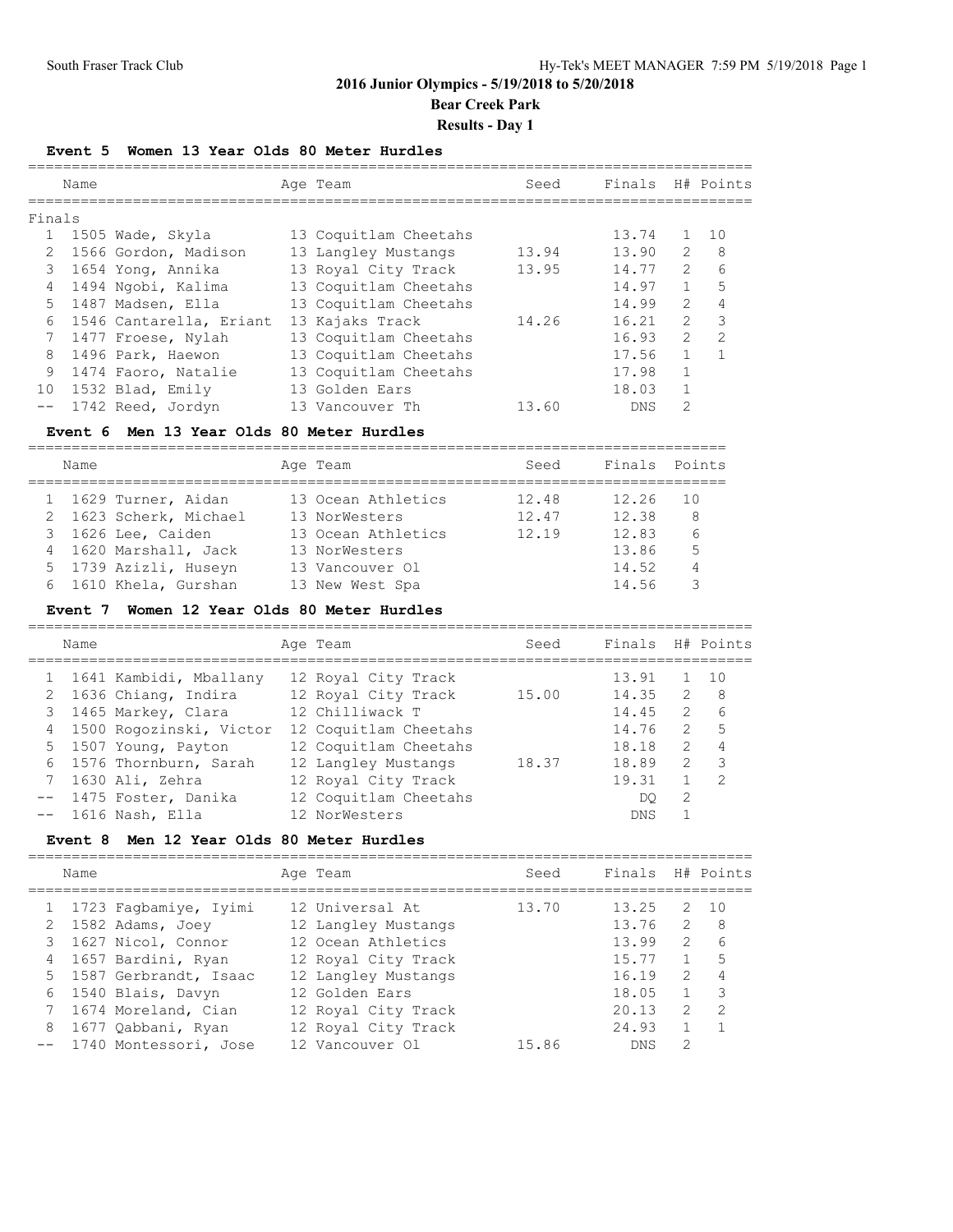South Fraser Track Club

# 2016 Junior Olympics - 5/19/2018 to 5/20/2018

## Bear Creek Park

### Results - Day 1

**Event 5 Women 13 Year Olds 80 Meter Hurdles**

| | Name | Age | Team | Seed | Finals | H# | Points |
|---|---|---|---|---|---|---|---|
| **Finals** | | | | | | | |
| 1 | 1505 Wade, Skyla | 13 | Coquitlam Cheetahs | | 13.74 | 1 | 10 |
| 2 | 1566 Gordon, Madison | 13 | Langley Mustangs | 13.94 | 13.90 | 2 | 8 |
| 3 | 1654 Yong, Annika | 13 | Royal City Track | 13.95 | 14.77 | 2 | 6 |
| 4 | 1494 Ngobi, Kalima | 13 | Coquitlam Cheetahs | | 14.97 | 1 | 5 |
| 5 | 1487 Madsen, Ella | 13 | Coquitlam Cheetahs | | 14.99 | 2 | 4 |
| 6 | 1546 Cantarella, Eriant | 13 | Kajaks Track | 14.26 | 16.21 | 2 | 3 |
| 7 | 1477 Froese, Nylah | 13 | Coquitlam Cheetahs | | 16.93 | 2 | 2 |
| 8 | 1496 Park, Haewon | 13 | Coquitlam Cheetahs | | 17.56 | 1 | 1 |
| 9 | 1474 Faoro, Natalie | 13 | Coquitlam Cheetahs | | 17.98 | 1 | |
| 10 | 1532 Blad, Emily | 13 | Golden Ears | | 18.03 | 1 | |
| -- | 1742 Reed, Jordyn | 13 | Vancouver Th | 13.60 | DNS | 2 | |

**Event 6 Men 13 Year Olds 80 Meter Hurdles**

| | Name | Age | Team | Seed | Finals | Points |
|---|---|---|---|---|---|---|
| 1 | 1629 Turner, Aidan | 13 | Ocean Athletics | 12.48 | 12.26 | 10 |
| 2 | 1623 Scherk, Michael | 13 | NorWesters | 12.47 | 12.38 | 8 |
| 3 | 1626 Lee, Caiden | 13 | Ocean Athletics | 12.19 | 12.83 | 6 |
| 4 | 1620 Marshall, Jack | 13 | NorWesters | | 13.86 | 5 |
| 5 | 1739 Azizli, Huseyn | 13 | Vancouver Ol | | 14.52 | 4 |
| 6 | 1610 Khela, Gurshan | 13 | New West Spa | | 14.56 | 3 |

**Event 7 Women 12 Year Olds 80 Meter Hurdles**

| | Name | Age | Team | Seed | Finals | H# | Points |
|---|---|---|---|---|---|---|---|
| 1 | 1641 Kambidi, Mballany | 12 | Royal City Track | | 13.91 | 1 | 10 |
| 2 | 1636 Chiang, Indira | 12 | Royal City Track | 15.00 | 14.35 | 2 | 8 |
| 3 | 1465 Markey, Clara | 12 | Chilliwack T | | 14.45 | 2 | 6 |
| 4 | 1500 Rogozinski, Victor | 12 | Coquitlam Cheetahs | | 14.76 | 2 | 5 |
| 5 | 1507 Young, Payton | 12 | Coquitlam Cheetahs | | 18.18 | 2 | 4 |
| 6 | 1576 Thornburn, Sarah | 12 | Langley Mustangs | 18.37 | 18.89 | 2 | 3 |
| 7 | 1630 Ali, Zehra | 12 | Royal City Track | | 19.31 | 1 | 2 |
| -- | 1475 Foster, Danika | 12 | Coquitlam Cheetahs | | DQ | 2 | |
| -- | 1616 Nash, Ella | 12 | NorWesters | | DNS | 1 | |

**Event 8 Men 12 Year Olds 80 Meter Hurdles**

| | Name | Age | Team | Seed | Finals | H# | Points |
|---|---|---|---|---|---|---|---|
| 1 | 1723 Fagbamiye, Iyimi | 12 | Universal At | 13.70 | 13.25 | 2 | 10 |
| 2 | 1582 Adams, Joey | 12 | Langley Mustangs | | 13.76 | 2 | 8 |
| 3 | 1627 Nicol, Connor | 12 | Ocean Athletics | | 13.99 | 2 | 6 |
| 4 | 1657 Bardini, Ryan | 12 | Royal City Track | | 15.77 | 1 | 5 |
| 5 | 1587 Gerbrandt, Isaac | 12 | Langley Mustangs | | 16.19 | 2 | 4 |
| 6 | 1540 Blais, Davyn | 12 | Golden Ears | | 18.05 | 1 | 3 |
| 7 | 1674 Moreland, Cian | 12 | Royal City Track | | 20.13 | 2 | 2 |
| 8 | 1677 Qabbani, Ryan | 12 | Royal City Track | | 24.93 | 1 | 1 |
| -- | 1740 Montessori, Jose | 12 | Vancouver Ol | 15.86 | DNS | 2 | |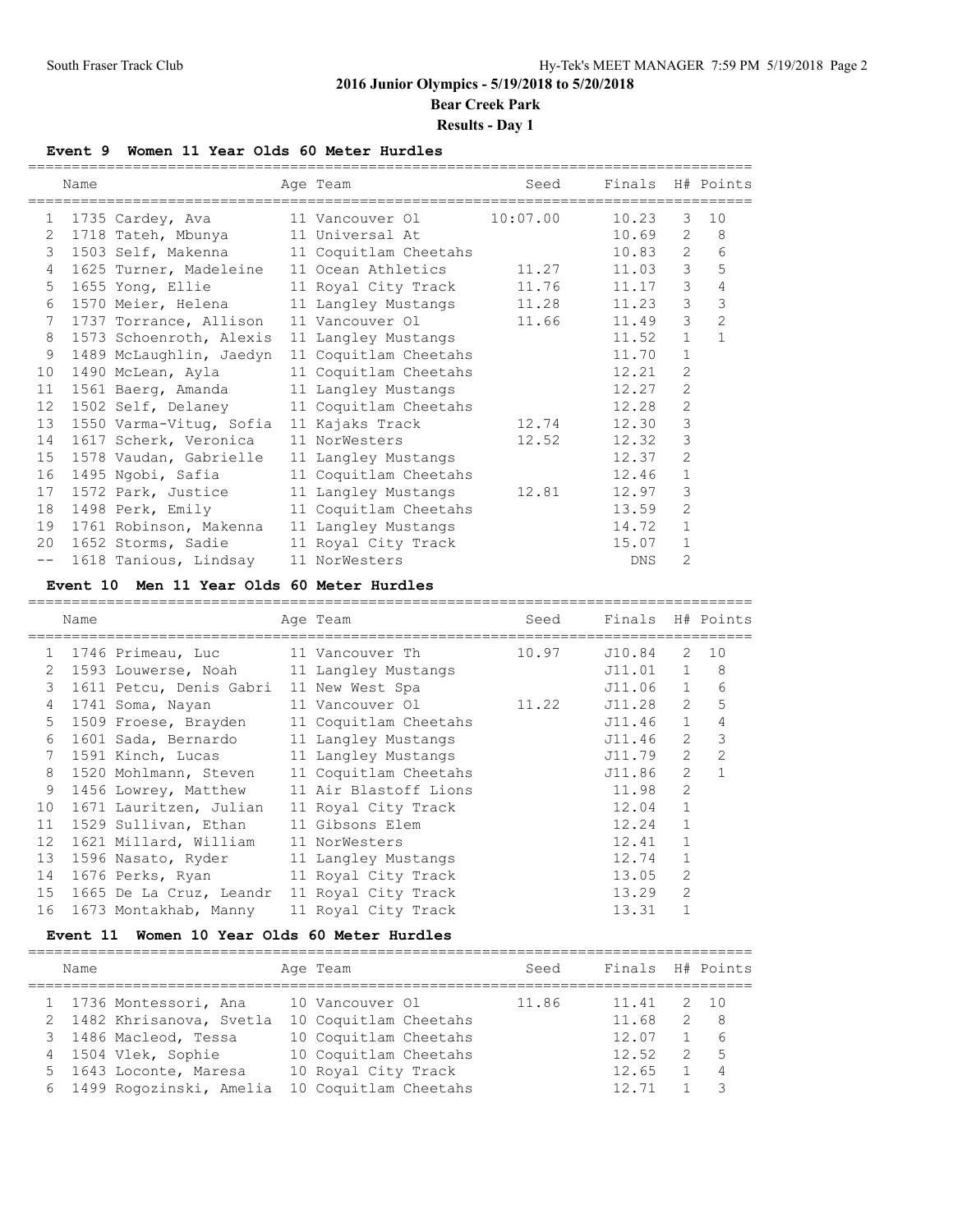# 2016 Junior Olympics - 5/19/2018 to 5/20/2018

## Bear Creek Park

## Results - Day 1

### Event 9 Women 11 Year Olds 60 Meter Hurdles

| | Name | Age | Team | Seed | Finals | H# | Points |
|---|---|---|---|---|---|---|---|
| 1 | 1735 Cardey, Ava | 11 | Vancouver Ol | 10:07.00 | 10.23 | 3 | 10 |
| 2 | 1718 Tateh, Mbunya | 11 | Universal At | | 10.69 | 2 | 8 |
| 3 | 1503 Self, Makenna | 11 | Coquitlam Cheetahs | | 10.83 | 2 | 6 |
| 4 | 1625 Turner, Madeleine | 11 | Ocean Athletics | 11.27 | 11.03 | 3 | 5 |
| 5 | 1655 Yong, Ellie | 11 | Royal City Track | 11.76 | 11.17 | 3 | 4 |
| 6 | 1570 Meier, Helena | 11 | Langley Mustangs | 11.28 | 11.23 | 3 | 3 |
| 7 | 1737 Torrance, Allison | 11 | Vancouver Ol | 11.66 | 11.49 | 3 | 2 |
| 8 | 1573 Schoenroth, Alexis | 11 | Langley Mustangs | | 11.52 | 1 | 1 |
| 9 | 1489 McLaughlin, Jaedyn | 11 | Coquitlam Cheetahs | | 11.70 | 1 | |
| 10 | 1490 McLean, Ayla | 11 | Coquitlam Cheetahs | | 12.21 | 2 | |
| 11 | 1561 Baerg, Amanda | 11 | Langley Mustangs | | 12.27 | 2 | |
| 12 | 1502 Self, Delaney | 11 | Coquitlam Cheetahs | | 12.28 | 2 | |
| 13 | 1550 Varma-Vitug, Sofia | 11 | Kajaks Track | 12.74 | 12.30 | 3 | |
| 14 | 1617 Scherk, Veronica | 11 | NorWesters | 12.52 | 12.32 | 3 | |
| 15 | 1578 Vaudan, Gabrielle | 11 | Langley Mustangs | | 12.37 | 2 | |
| 16 | 1495 Ngobi, Safia | 11 | Coquitlam Cheetahs | | 12.46 | 1 | |
| 17 | 1572 Park, Justice | 11 | Langley Mustangs | 12.81 | 12.97 | 3 | |
| 18 | 1498 Perk, Emily | 11 | Coquitlam Cheetahs | | 13.59 | 2 | |
| 19 | 1761 Robinson, Makenna | 11 | Langley Mustangs | | 14.72 | 1 | |
| 20 | 1652 Storms, Sadie | 11 | Royal City Track | | 15.07 | 1 | |
| -- | 1618 Tanious, Lindsay | 11 | NorWesters | | DNS | 2 | |

### Event 10 Men 11 Year Olds 60 Meter Hurdles

| | Name | Age | Team | Seed | Finals | H# | Points |
|---|---|---|---|---|---|---|---|
| 1 | 1746 Primeau, Luc | 11 | Vancouver Th | 10.97 | J10.84 | 2 | 10 |
| 2 | 1593 Louwerse, Noah | 11 | Langley Mustangs | | J11.01 | 1 | 8 |
| 3 | 1611 Petcu, Denis Gabri | 11 | New West Spa | | J11.06 | 1 | 6 |
| 4 | 1741 Soma, Nayan | 11 | Vancouver Ol | 11.22 | J11.28 | 2 | 5 |
| 5 | 1509 Froese, Brayden | 11 | Coquitlam Cheetahs | | J11.46 | 1 | 4 |
| 6 | 1601 Sada, Bernardo | 11 | Langley Mustangs | | J11.46 | 2 | 3 |
| 7 | 1591 Kinch, Lucas | 11 | Langley Mustangs | | J11.79 | 2 | 2 |
| 8 | 1520 Mohlmann, Steven | 11 | Coquitlam Cheetahs | | J11.86 | 2 | 1 |
| 9 | 1456 Lowrey, Matthew | 11 | Air Blastoff Lions | | 11.98 | 2 | |
| 10 | 1671 Lauritzen, Julian | 11 | Royal City Track | | 12.04 | 1 | |
| 11 | 1529 Sullivan, Ethan | 11 | Gibsons Elem | | 12.24 | 1 | |
| 12 | 1621 Millard, William | 11 | NorWesters | | 12.41 | 1 | |
| 13 | 1596 Nasato, Ryder | 11 | Langley Mustangs | | 12.74 | 1 | |
| 14 | 1676 Perks, Ryan | 11 | Royal City Track | | 13.05 | 2 | |
| 15 | 1665 De La Cruz, Leandr | 11 | Royal City Track | | 13.29 | 2 | |
| 16 | 1673 Montakhab, Manny | 11 | Royal City Track | | 13.31 | 1 | |

### Event 11 Women 10 Year Olds 60 Meter Hurdles

| | Name | Age | Team | Seed | Finals | H# | Points |
|---|---|---|---|---|---|---|---|
| 1 | 1736 Montessori, Ana | 10 | Vancouver Ol | 11.86 | 11.41 | 2 | 10 |
| 2 | 1482 Khrisanova, Svetla | 10 | Coquitlam Cheetahs | | 11.68 | 2 | 8 |
| 3 | 1486 Macleod, Tessa | 10 | Coquitlam Cheetahs | | 12.07 | 1 | 6 |
| 4 | 1504 Vlek, Sophie | 10 | Coquitlam Cheetahs | | 12.52 | 2 | 5 |
| 5 | 1643 Loconte, Maresa | 10 | Royal City Track | | 12.65 | 1 | 4 |
| 6 | 1499 Rogozinski, Amelia | 10 | Coquitlam Cheetahs | | 12.71 | 1 | 3 |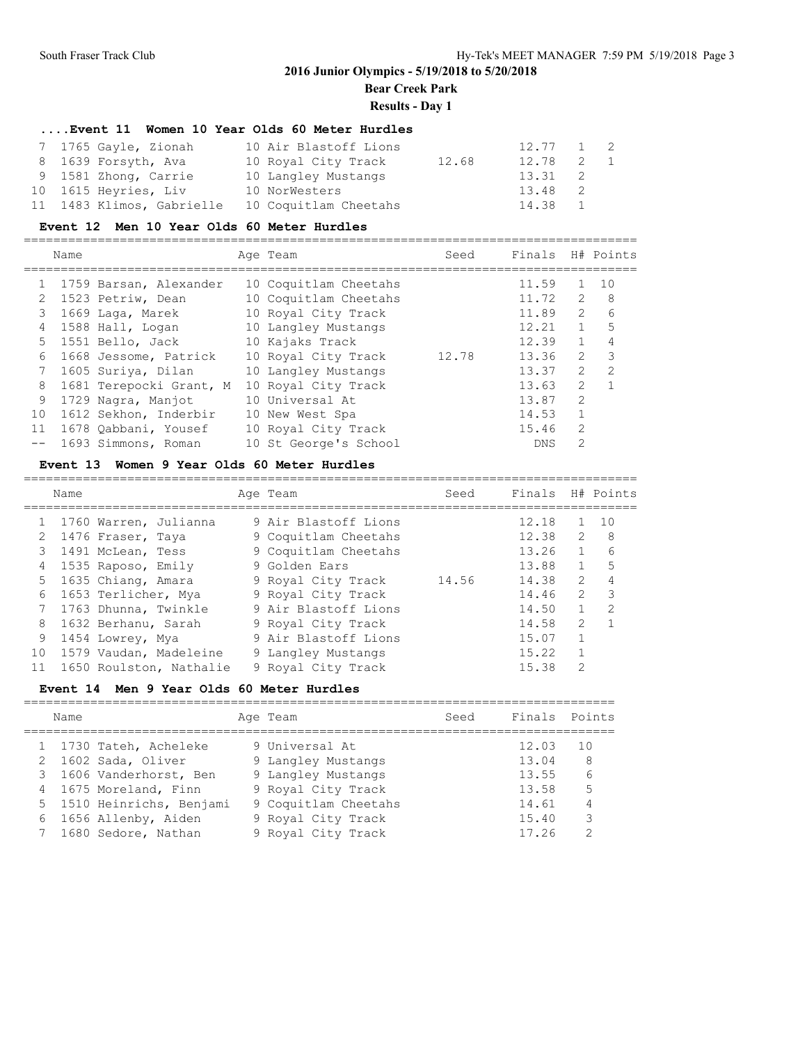## ....Event 11 Women 10 Year Olds 60 Meter Hurdles

| | | | | | | | |
|---|---|---|---|---|---|---|---|
| 7 | 1765 Gayle, Zionah | 10 | Air Blastoff Lions | | 12.77 | 1 | 2 |
| 8 | 1639 Forsyth, Ava | 10 | Royal City Track | 12.68 | 12.78 | 2 | 1 |
| 9 | 1581 Zhong, Carrie | 10 | Langley Mustangs | | 13.31 | 2 | |
| 10 | 1615 Heyries, Liv | 10 | NorWesters | | 13.48 | 2 | |
| 11 | 1483 Klimos, Gabrielle | 10 | Coquitlam Cheetahs | | 14.38 | 1 | |

## Event 12 Men 10 Year Olds 60 Meter Hurdles

| | Name | Age | Team | Seed | Finals | H# | Points |
|---|---|---|---|---|---|---|---|
| 1 | 1759 Barsan, Alexander | 10 | Coquitlam Cheetahs | | 11.59 | 1 | 10 |
| 2 | 1523 Petriw, Dean | 10 | Coquitlam Cheetahs | | 11.72 | 2 | 8 |
| 3 | 1669 Laga, Marek | 10 | Royal City Track | | 11.89 | 2 | 6 |
| 4 | 1588 Hall, Logan | 10 | Langley Mustangs | | 12.21 | 1 | 5 |
| 5 | 1551 Bello, Jack | 10 | Kajaks Track | | 12.39 | 1 | 4 |
| 6 | 1668 Jessome, Patrick | 10 | Royal City Track | 12.78 | 13.36 | 2 | 3 |
| 7 | 1605 Suriya, Dilan | 10 | Langley Mustangs | | 13.37 | 2 | 2 |
| 8 | 1681 Terepocki Grant, M | 10 | Royal City Track | | 13.63 | 2 | 1 |
| 9 | 1729 Nagra, Manjot | 10 | Universal At | | 13.87 | 2 | |
| 10 | 1612 Sekhon, Inderbir | 10 | New West Spa | | 14.53 | 1 | |
| 11 | 1678 Qabbani, Yousef | 10 | Royal City Track | | 15.46 | 2 | |
| -- | 1693 Simmons, Roman | 10 | St George's School | | DNS | 2 | |

## Event 13 Women 9 Year Olds 60 Meter Hurdles

| | Name | Age | Team | Seed | Finals | H# | Points |
|---|---|---|---|---|---|---|---|
| 1 | 1760 Warren, Julianna | 9 | Air Blastoff Lions | | 12.18 | 1 | 10 |
| 2 | 1476 Fraser, Taya | 9 | Coquitlam Cheetahs | | 12.38 | 2 | 8 |
| 3 | 1491 McLean, Tess | 9 | Coquitlam Cheetahs | | 13.26 | 1 | 6 |
| 4 | 1535 Raposo, Emily | 9 | Golden Ears | | 13.88 | 1 | 5 |
| 5 | 1635 Chiang, Amara | 9 | Royal City Track | 14.56 | 14.38 | 2 | 4 |
| 6 | 1653 Terlicher, Mya | 9 | Royal City Track | | 14.46 | 2 | 3 |
| 7 | 1763 Dhunna, Twinkle | 9 | Air Blastoff Lions | | 14.50 | 1 | 2 |
| 8 | 1632 Berhanu, Sarah | 9 | Royal City Track | | 14.58 | 2 | 1 |
| 9 | 1454 Lowrey, Mya | 9 | Air Blastoff Lions | | 15.07 | 1 | |
| 10 | 1579 Vaudan, Madeleine | 9 | Langley Mustangs | | 15.22 | 1 | |
| 11 | 1650 Roulston, Nathalie | 9 | Royal City Track | | 15.38 | 2 | |

## Event 14 Men 9 Year Olds 60 Meter Hurdles

| | Name | Age | Team | Seed | Finals | Points |
|---|---|---|---|---|---|---|
| 1 | 1730 Tateh, Acheleke | 9 | Universal At | | 12.03 | 10 |
| 2 | 1602 Sada, Oliver | 9 | Langley Mustangs | | 13.04 | 8 |
| 3 | 1606 Vanderhorst, Ben | 9 | Langley Mustangs | | 13.55 | 6 |
| 4 | 1675 Moreland, Finn | 9 | Royal City Track | | 13.58 | 5 |
| 5 | 1510 Heinrichs, Benjami | 9 | Coquitlam Cheetahs | | 14.61 | 4 |
| 6 | 1656 Allenby, Aiden | 9 | Royal City Track | | 15.40 | 3 |
| 7 | 1680 Sedore, Nathan | 9 | Royal City Track | | 17.26 | 2 |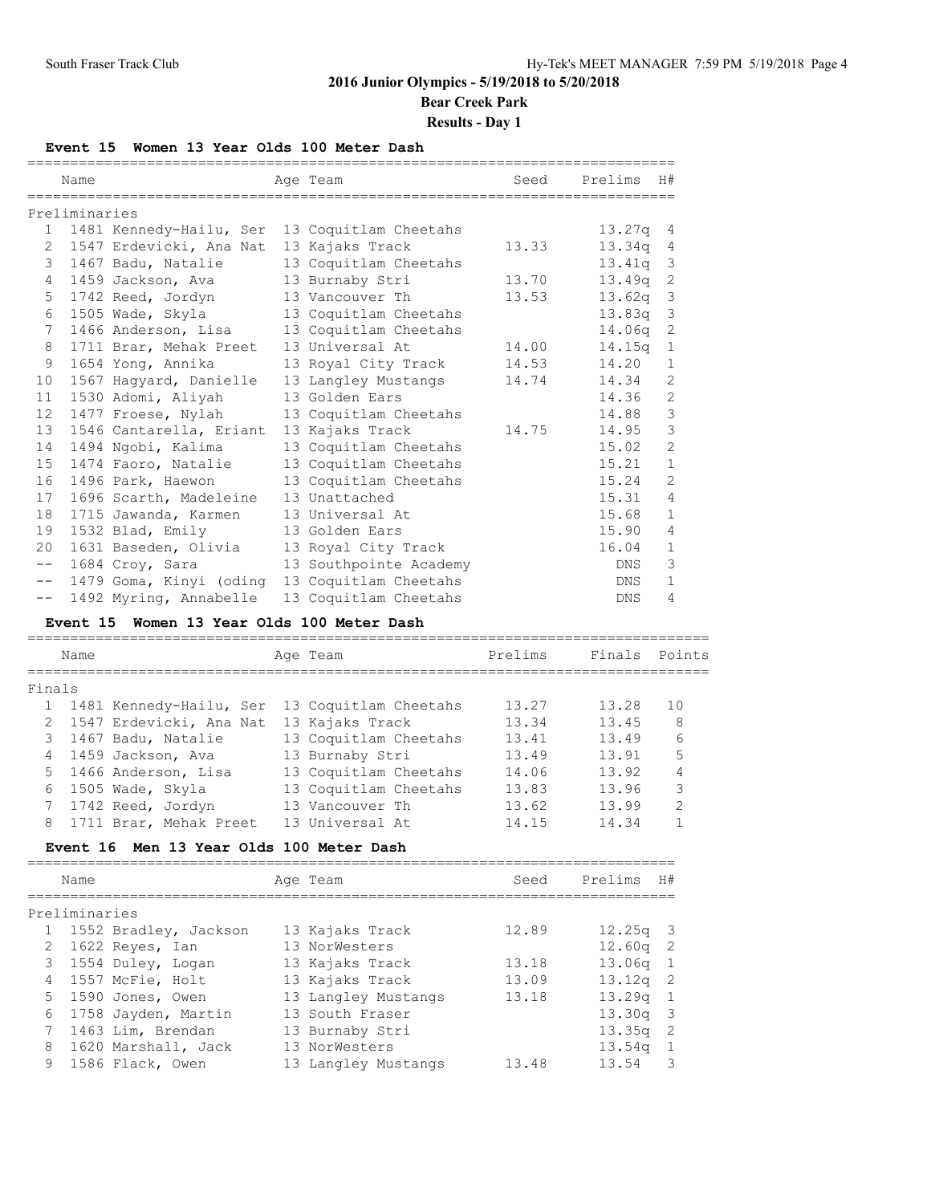## 2016 Junior Olympics - 5/19/2018 to 5/20/2018

**Bear Creek Park**

**Results - Day 1**

### Event 15 Women 13 Year Olds 100 Meter Dash

| | Name | Age | Team | Seed | Prelims | H# |
|---|---|---|---|---|---|---|
| **Preliminaries** | | | | | | |
| 1 | 1481 Kennedy-Hailu, Ser | 13 | Coquitlam Cheetahs | | 13.27q | 4 |
| 2 | 1547 Erdevicki, Ana Nat | 13 | Kajaks Track | 13.33 | 13.34q | 4 |
| 3 | 1467 Badu, Natalie | 13 | Coquitlam Cheetahs | | 13.41q | 3 |
| 4 | 1459 Jackson, Ava | 13 | Burnaby Stri | 13.70 | 13.49q | 2 |
| 5 | 1742 Reed, Jordyn | 13 | Vancouver Th | 13.53 | 13.62q | 3 |
| 6 | 1505 Wade, Skyla | 13 | Coquitlam Cheetahs | | 13.83q | 3 |
| 7 | 1466 Anderson, Lisa | 13 | Coquitlam Cheetahs | | 14.06q | 2 |
| 8 | 1711 Brar, Mehak Preet | 13 | Universal At | 14.00 | 14.15q | 1 |
| 9 | 1654 Yong, Annika | 13 | Royal City Track | 14.53 | 14.20 | 1 |
| 10 | 1567 Hagyard, Danielle | 13 | Langley Mustangs | 14.74 | 14.34 | 2 |
| 11 | 1530 Adomi, Aliyah | 13 | Golden Ears | | 14.36 | 2 |
| 12 | 1477 Froese, Nylah | 13 | Coquitlam Cheetahs | | 14.88 | 3 |
| 13 | 1546 Cantarella, Eriant | 13 | Kajaks Track | 14.75 | 14.95 | 3 |
| 14 | 1494 Ngobi, Kalima | 13 | Coquitlam Cheetahs | | 15.02 | 2 |
| 15 | 1474 Faoro, Natalie | 13 | Coquitlam Cheetahs | | 15.21 | 1 |
| 16 | 1496 Park, Haewon | 13 | Coquitlam Cheetahs | | 15.24 | 2 |
| 17 | 1696 Scarth, Madeleine | 13 | Unattached | | 15.31 | 4 |
| 18 | 1715 Jawanda, Karmen | 13 | Universal At | | 15.68 | 1 |
| 19 | 1532 Blad, Emily | 13 | Golden Ears | | 15.90 | 4 |
| 20 | 1631 Baseden, Olivia | 13 | Royal City Track | | 16.04 | 1 |
| -- | 1684 Croy, Sara | 13 | Southpointe Academy | | DNS | 3 |
| -- | 1479 Goma, Kinyi (oding | 13 | Coquitlam Cheetahs | | DNS | 1 |
| -- | 1492 Myring, Annabelle | 13 | Coquitlam Cheetahs | | DNS | 4 |

### Event 15 Women 13 Year Olds 100 Meter Dash

| | Name | Age | Team | Prelims | Finals | Points |
|---|---|---|---|---|---|---|
| **Finals** | | | | | | |
| 1 | 1481 Kennedy-Hailu, Ser | 13 | Coquitlam Cheetahs | 13.27 | 13.28 | 10 |
| 2 | 1547 Erdevicki, Ana Nat | 13 | Kajaks Track | 13.34 | 13.45 | 8 |
| 3 | 1467 Badu, Natalie | 13 | Coquitlam Cheetahs | 13.41 | 13.49 | 6 |
| 4 | 1459 Jackson, Ava | 13 | Burnaby Stri | 13.49 | 13.91 | 5 |
| 5 | 1466 Anderson, Lisa | 13 | Coquitlam Cheetahs | 14.06 | 13.92 | 4 |
| 6 | 1505 Wade, Skyla | 13 | Coquitlam Cheetahs | 13.83 | 13.96 | 3 |
| 7 | 1742 Reed, Jordyn | 13 | Vancouver Th | 13.62 | 13.99 | 2 |
| 8 | 1711 Brar, Mehak Preet | 13 | Universal At | 14.15 | 14.34 | 1 |

### Event 16 Men 13 Year Olds 100 Meter Dash

| | Name | Age | Team | Seed | Prelims | H# |
|---|---|---|---|---|---|---|
| **Preliminaries** | | | | | | |
| 1 | 1552 Bradley, Jackson | 13 | Kajaks Track | 12.89 | 12.25q | 3 |
| 2 | 1622 Reyes, Ian | 13 | NorWesters | | 12.60q | 2 |
| 3 | 1554 Duley, Logan | 13 | Kajaks Track | 13.18 | 13.06q | 1 |
| 4 | 1557 McFie, Holt | 13 | Kajaks Track | 13.09 | 13.12q | 2 |
| 5 | 1590 Jones, Owen | 13 | Langley Mustangs | 13.18 | 13.29q | 1 |
| 6 | 1758 Jayden, Martin | 13 | South Fraser | | 13.30q | 3 |
| 7 | 1463 Lim, Brendan | 13 | Burnaby Stri | | 13.35q | 2 |
| 8 | 1620 Marshall, Jack | 13 | NorWesters | | 13.54q | 1 |
| 9 | 1586 Flack, Owen | 13 | Langley Mustangs | 13.48 | 13.54 | 3 |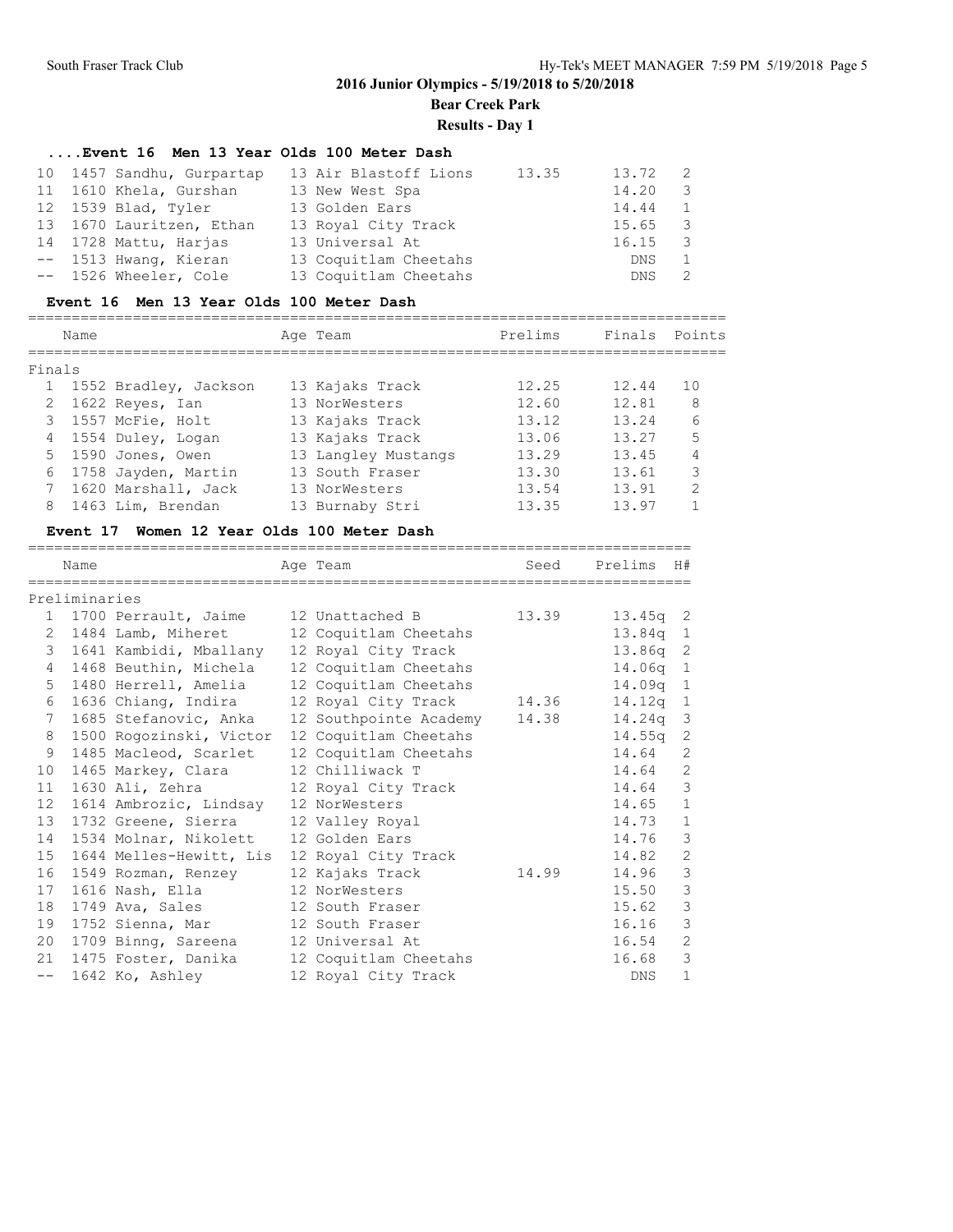# 2016 Junior Olympics - 5/19/2018 to 5/20/2018

**Bear Creek Park**

**Results - Day 1**

### ....Event 16 Men 13 Year Olds 100 Meter Dash

| | | Name | Age | Team | Seed | Prelims | H# |
|---|---|---|---|---|---|---|---|
| 10 | 1457 | Sandhu, Gurpartap | 13 | Air Blastoff Lions | 13.35 | 13.72 | 2 |
| 11 | 1610 | Khela, Gurshan | 13 | New West Spa | | 14.20 | 3 |
| 12 | 1539 | Blad, Tyler | 13 | Golden Ears | | 14.44 | 1 |
| 13 | 1670 | Lauritzen, Ethan | 13 | Royal City Track | | 15.65 | 3 |
| 14 | 1728 | Mattu, Harjas | 13 | Universal At | | 16.15 | 3 |
| -- | 1513 | Hwang, Kieran | 13 | Coquitlam Cheetahs | | DNS | 1 |
| -- | 1526 | Wheeler, Cole | 13 | Coquitlam Cheetahs | | DNS | 2 |

### Event 16 Men 13 Year Olds 100 Meter Dash

| | | Name | Age | Team | Prelims | Finals | Points |
|---|---|---|---|---|---|---|---|
| **Finals** | | | | | | | |
| 1 | 1552 | Bradley, Jackson | 13 | Kajaks Track | 12.25 | 12.44 | 10 |
| 2 | 1622 | Reyes, Ian | 13 | NorWesters | 12.60 | 12.81 | 8 |
| 3 | 1557 | McFie, Holt | 13 | Kajaks Track | 13.12 | 13.24 | 6 |
| 4 | 1554 | Duley, Logan | 13 | Kajaks Track | 13.06 | 13.27 | 5 |
| 5 | 1590 | Jones, Owen | 13 | Langley Mustangs | 13.29 | 13.45 | 4 |
| 6 | 1758 | Jayden, Martin | 13 | South Fraser | 13.30 | 13.61 | 3 |
| 7 | 1620 | Marshall, Jack | 13 | NorWesters | 13.54 | 13.91 | 2 |
| 8 | 1463 | Lim, Brendan | 13 | Burnaby Stri | 13.35 | 13.97 | 1 |

### Event 17 Women 12 Year Olds 100 Meter Dash

| | | Name | Age | Team | Seed | Prelims | H# |
|---|---|---|---|---|---|---|---|
| **Preliminaries** | | | | | | | |
| 1 | 1700 | Perrault, Jaime | 12 | Unattached B | 13.39 | 13.45q | 2 |
| 2 | 1484 | Lamb, Miheret | 12 | Coquitlam Cheetahs | | 13.84q | 1 |
| 3 | 1641 | Kambidi, Mballany | 12 | Royal City Track | | 13.86q | 2 |
| 4 | 1468 | Beuthin, Michela | 12 | Coquitlam Cheetahs | | 14.06q | 1 |
| 5 | 1480 | Herrell, Amelia | 12 | Coquitlam Cheetahs | | 14.09q | 1 |
| 6 | 1636 | Chiang, Indira | 12 | Royal City Track | 14.36 | 14.12q | 1 |
| 7 | 1685 | Stefanovic, Anka | 12 | Southpointe Academy | 14.38 | 14.24q | 3 |
| 8 | 1500 | Rogozinski, Victor | 12 | Coquitlam Cheetahs | | 14.55q | 2 |
| 9 | 1485 | Macleod, Scarlet | 12 | Coquitlam Cheetahs | | 14.64 | 2 |
| 10 | 1465 | Markey, Clara | 12 | Chilliwack T | | 14.64 | 2 |
| 11 | 1630 | Ali, Zehra | 12 | Royal City Track | | 14.64 | 3 |
| 12 | 1614 | Ambrozic, Lindsay | 12 | NorWesters | | 14.65 | 1 |
| 13 | 1732 | Greene, Sierra | 12 | Valley Royal | | 14.73 | 1 |
| 14 | 1534 | Molnar, Nikolett | 12 | Golden Ears | | 14.76 | 3 |
| 15 | 1644 | Melles-Hewitt, Lis | 12 | Royal City Track | | 14.82 | 2 |
| 16 | 1549 | Rozman, Renzey | 12 | Kajaks Track | 14.99 | 14.96 | 3 |
| 17 | 1616 | Nash, Ella | 12 | NorWesters | | 15.50 | 3 |
| 18 | 1749 | Ava, Sales | 12 | South Fraser | | 15.62 | 3 |
| 19 | 1752 | Sienna, Mar | 12 | South Fraser | | 16.16 | 3 |
| 20 | 1709 | Binng, Sareena | 12 | Universal At | | 16.54 | 2 |
| 21 | 1475 | Foster, Danika | 12 | Coquitlam Cheetahs | | 16.68 | 3 |
| -- | 1642 | Ko, Ashley | 12 | Royal City Track | | DNS | 1 |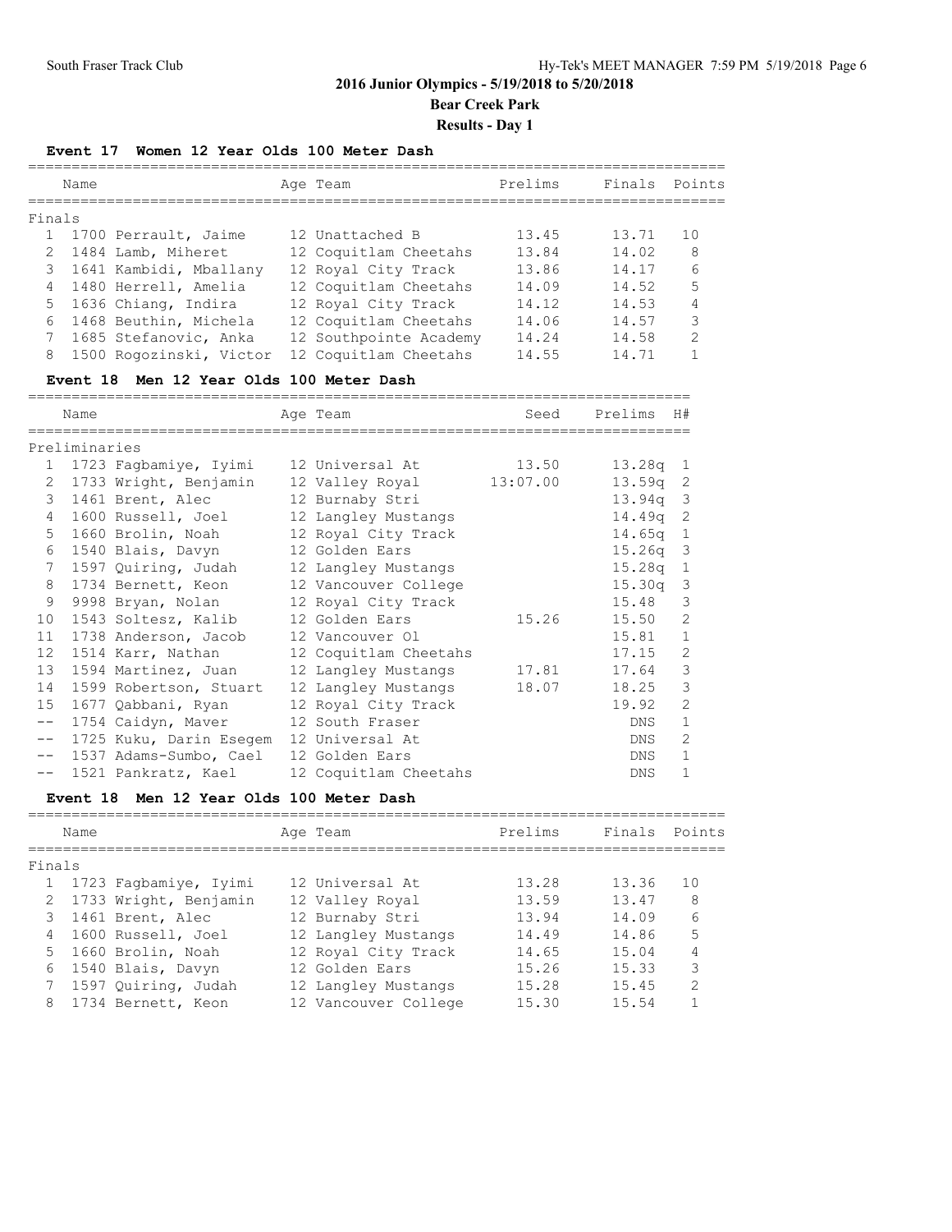**2016 Junior Olympics - 5/19/2018 to 5/20/2018**

**Bear Creek Park**

**Results - Day 1**

### Event 17 Women 12 Year Olds 100 Meter Dash

| | Name | Age | Team | Prelims | Finals | Points |
|---|---|---|---|---|---|---|
| **Finals** | | | | | | |
| 1 | 1700 Perrault, Jaime | 12 | Unattached B | 13.45 | 13.71 | 10 |
| 2 | 1484 Lamb, Miheret | 12 | Coquitlam Cheetahs | 13.84 | 14.02 | 8 |
| 3 | 1641 Kambidi, Mballany | 12 | Royal City Track | 13.86 | 14.17 | 6 |
| 4 | 1480 Herrell, Amelia | 12 | Coquitlam Cheetahs | 14.09 | 14.52 | 5 |
| 5 | 1636 Chiang, Indira | 12 | Royal City Track | 14.12 | 14.53 | 4 |
| 6 | 1468 Beuthin, Michela | 12 | Coquitlam Cheetahs | 14.06 | 14.57 | 3 |
| 7 | 1685 Stefanovic, Anka | 12 | Southpointe Academy | 14.24 | 14.58 | 2 |
| 8 | 1500 Rogozinski, Victor | 12 | Coquitlam Cheetahs | 14.55 | 14.71 | 1 |

### Event 18 Men 12 Year Olds 100 Meter Dash

| | Name | Age | Team | Seed | Prelims | H# |
|---|---|---|---|---|---|---|
| **Preliminaries** | | | | | | |
| 1 | 1723 Fagbamiye, Iyimi | 12 | Universal At | 13.50 | 13.28q | 1 |
| 2 | 1733 Wright, Benjamin | 12 | Valley Royal | 13:07.00 | 13.59q | 2 |
| 3 | 1461 Brent, Alec | 12 | Burnaby Stri | | 13.94q | 3 |
| 4 | 1600 Russell, Joel | 12 | Langley Mustangs | | 14.49q | 2 |
| 5 | 1660 Brolin, Noah | 12 | Royal City Track | | 14.65q | 1 |
| 6 | 1540 Blais, Davyn | 12 | Golden Ears | | 15.26q | 3 |
| 7 | 1597 Quiring, Judah | 12 | Langley Mustangs | | 15.28q | 1 |
| 8 | 1734 Bernett, Keon | 12 | Vancouver College | | 15.30q | 3 |
| 9 | 9998 Bryan, Nolan | 12 | Royal City Track | | 15.48 | 3 |
| 10 | 1543 Soltesz, Kalib | 12 | Golden Ears | 15.26 | 15.50 | 2 |
| 11 | 1738 Anderson, Jacob | 12 | Vancouver Ol | | 15.81 | 1 |
| 12 | 1514 Karr, Nathan | 12 | Coquitlam Cheetahs | | 17.15 | 2 |
| 13 | 1594 Martinez, Juan | 12 | Langley Mustangs | 17.81 | 17.64 | 3 |
| 14 | 1599 Robertson, Stuart | 12 | Langley Mustangs | 18.07 | 18.25 | 3 |
| 15 | 1677 Qabbani, Ryan | 12 | Royal City Track | | 19.92 | 2 |
| -- | 1754 Caidyn, Maver | 12 | South Fraser | | DNS | 1 |
| -- | 1725 Kuku, Darin Esegem | 12 | Universal At | | DNS | 2 |
| -- | 1537 Adams-Sumbo, Cael | 12 | Golden Ears | | DNS | 1 |
| -- | 1521 Pankratz, Kael | 12 | Coquitlam Cheetahs | | DNS | 1 |

### Event 18 Men 12 Year Olds 100 Meter Dash

| | Name | Age | Team | Prelims | Finals | Points |
|---|---|---|---|---|---|---|
| **Finals** | | | | | | |
| 1 | 1723 Fagbamiye, Iyimi | 12 | Universal At | 13.28 | 13.36 | 10 |
| 2 | 1733 Wright, Benjamin | 12 | Valley Royal | 13.59 | 13.47 | 8 |
| 3 | 1461 Brent, Alec | 12 | Burnaby Stri | 13.94 | 14.09 | 6 |
| 4 | 1600 Russell, Joel | 12 | Langley Mustangs | 14.49 | 14.86 | 5 |
| 5 | 1660 Brolin, Noah | 12 | Royal City Track | 14.65 | 15.04 | 4 |
| 6 | 1540 Blais, Davyn | 12 | Golden Ears | 15.26 | 15.33 | 3 |
| 7 | 1597 Quiring, Judah | 12 | Langley Mustangs | 15.28 | 15.45 | 2 |
| 8 | 1734 Bernett, Keon | 12 | Vancouver College | 15.30 | 15.54 | 1 |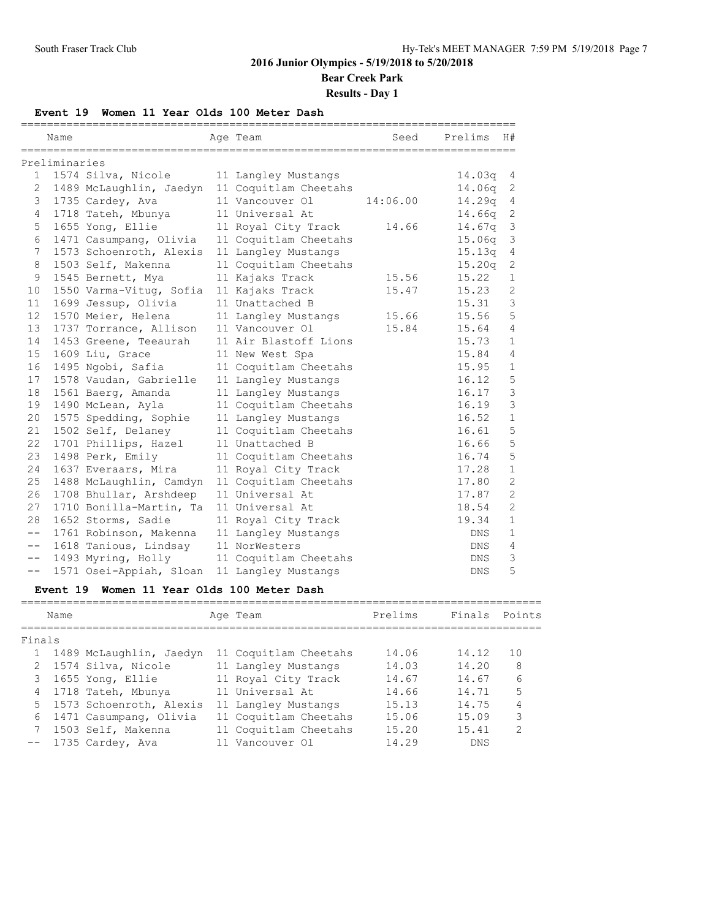## 2016 Junior Olympics - 5/19/2018 to 5/20/2018

**Bear Creek Park**

**Results - Day 1**

### Event 19 Women 11 Year Olds 100 Meter Dash

| | Name | Age | Team | Seed | Prelims | H# |
|---|---|---|---|---|---|---|
| **Preliminaries** | | | | | | |
| 1 | 1574 Silva, Nicole | 11 | Langley Mustangs | | 14.03q | 4 |
| 2 | 1489 McLaughlin, Jaedyn | 11 | Coquitlam Cheetahs | | 14.06q | 2 |
| 3 | 1735 Cardey, Ava | 11 | Vancouver Ol | 14:06.00 | 14.29q | 4 |
| 4 | 1718 Tateh, Mbunya | 11 | Universal At | | 14.66q | 2 |
| 5 | 1655 Yong, Ellie | 11 | Royal City Track | 14.66 | 14.67q | 3 |
| 6 | 1471 Casumpang, Olivia | 11 | Coquitlam Cheetahs | | 15.06q | 3 |
| 7 | 1573 Schoenroth, Alexis | 11 | Langley Mustangs | | 15.13q | 4 |
| 8 | 1503 Self, Makenna | 11 | Coquitlam Cheetahs | | 15.20q | 2 |
| 9 | 1545 Bernett, Mya | 11 | Kajaks Track | 15.56 | 15.22 | 1 |
| 10 | 1550 Varma-Vitug, Sofia | 11 | Kajaks Track | 15.47 | 15.23 | 2 |
| 11 | 1699 Jessup, Olivia | 11 | Unattached B | | 15.31 | 3 |
| 12 | 1570 Meier, Helena | 11 | Langley Mustangs | 15.66 | 15.56 | 5 |
| 13 | 1737 Torrance, Allison | 11 | Vancouver Ol | 15.84 | 15.64 | 4 |
| 14 | 1453 Greene, Teeaurah | 11 | Air Blastoff Lions | | 15.73 | 1 |
| 15 | 1609 Liu, Grace | 11 | New West Spa | | 15.84 | 4 |
| 16 | 1495 Ngobi, Safia | 11 | Coquitlam Cheetahs | | 15.95 | 1 |
| 17 | 1578 Vaudan, Gabrielle | 11 | Langley Mustangs | | 16.12 | 5 |
| 18 | 1561 Baerg, Amanda | 11 | Langley Mustangs | | 16.17 | 3 |
| 19 | 1490 McLean, Ayla | 11 | Coquitlam Cheetahs | | 16.19 | 3 |
| 20 | 1575 Spedding, Sophie | 11 | Langley Mustangs | | 16.52 | 1 |
| 21 | 1502 Self, Delaney | 11 | Coquitlam Cheetahs | | 16.61 | 5 |
| 22 | 1701 Phillips, Hazel | 11 | Unattached B | | 16.66 | 5 |
| 23 | 1498 Perk, Emily | 11 | Coquitlam Cheetahs | | 16.74 | 5 |
| 24 | 1637 Everaars, Mira | 11 | Royal City Track | | 17.28 | 1 |
| 25 | 1488 McLaughlin, Camdyn | 11 | Coquitlam Cheetahs | | 17.80 | 2 |
| 26 | 1708 Bhullar, Arshdeep | 11 | Universal At | | 17.87 | 2 |
| 27 | 1710 Bonilla-Martin, Ta | 11 | Universal At | | 18.54 | 2 |
| 28 | 1652 Storms, Sadie | 11 | Royal City Track | | 19.34 | 1 |
| -- | 1761 Robinson, Makenna | 11 | Langley Mustangs | | DNS | 1 |
| -- | 1618 Tanious, Lindsay | 11 | NorWesters | | DNS | 4 |
| -- | 1493 Myring, Holly | 11 | Coquitlam Cheetahs | | DNS | 3 |
| -- | 1571 Osei-Appiah, Sloan | 11 | Langley Mustangs | | DNS | 5 |

### Event 19 Women 11 Year Olds 100 Meter Dash

| | Name | Age | Team | Prelims | Finals | Points |
|---|---|---|---|---|---|---|
| **Finals** | | | | | | |
| 1 | 1489 McLaughlin, Jaedyn | 11 | Coquitlam Cheetahs | 14.06 | 14.12 | 10 |
| 2 | 1574 Silva, Nicole | 11 | Langley Mustangs | 14.03 | 14.20 | 8 |
| 3 | 1655 Yong, Ellie | 11 | Royal City Track | 14.67 | 14.67 | 6 |
| 4 | 1718 Tateh, Mbunya | 11 | Universal At | 14.66 | 14.71 | 5 |
| 5 | 1573 Schoenroth, Alexis | 11 | Langley Mustangs | 15.13 | 14.75 | 4 |
| 6 | 1471 Casumpang, Olivia | 11 | Coquitlam Cheetahs | 15.06 | 15.09 | 3 |
| 7 | 1503 Self, Makenna | 11 | Coquitlam Cheetahs | 15.20 | 15.41 | 2 |
| -- | 1735 Cardey, Ava | 11 | Vancouver Ol | 14.29 | DNS | |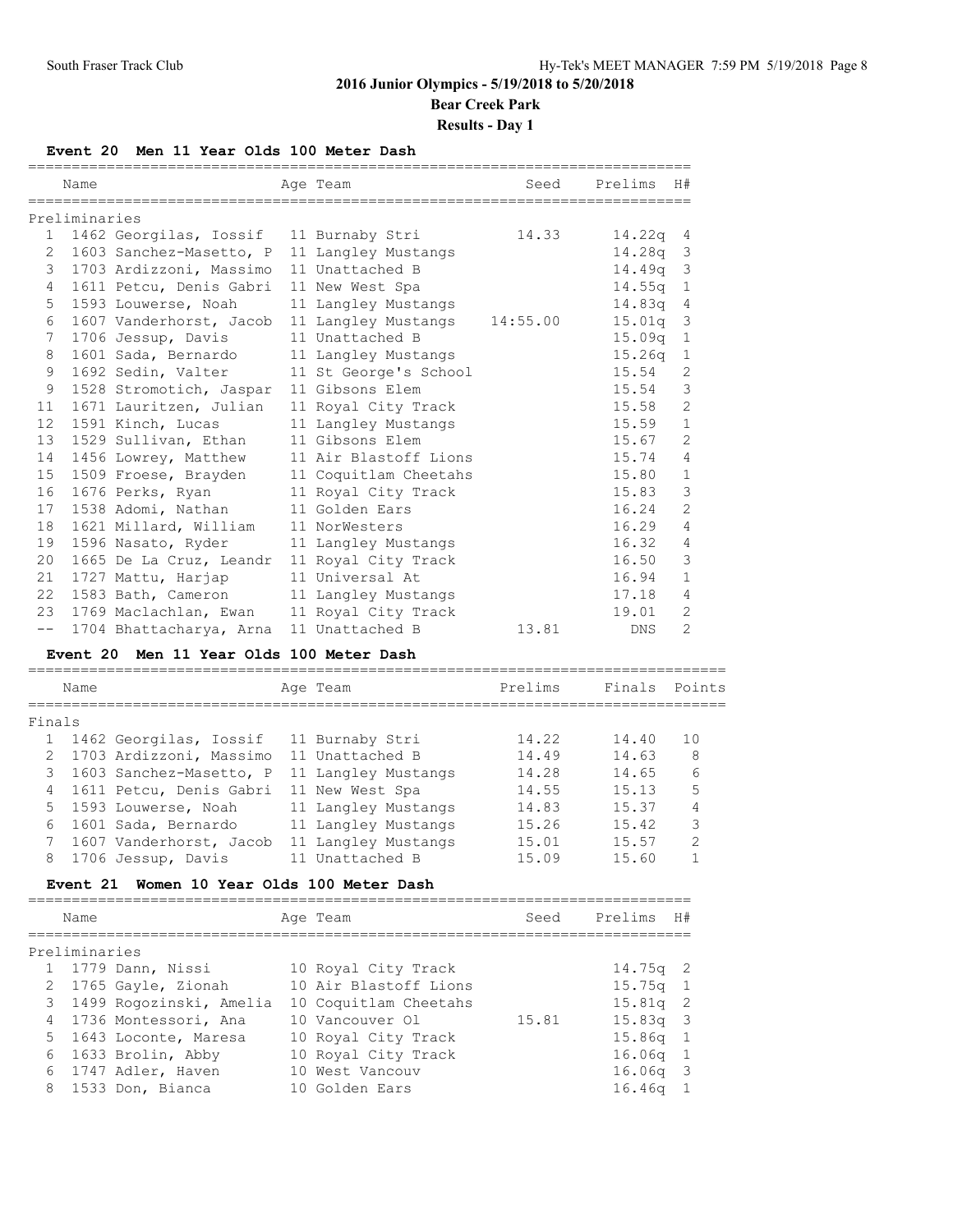## 2016 Junior Olympics - 5/19/2018 to 5/20/2018

**Bear Creek Park**

**Results - Day 1**

### Event 20 Men 11 Year Olds 100 Meter Dash

| | Name | Age | Team | Seed | Prelims | H# |
|---|---|---|---|---|---|---|
| **Preliminaries** | | | | | | |
| 1 | 1462 Georgilas, Iossif | 11 | Burnaby Stri | 14.33 | 14.22q | 4 |
| 2 | 1603 Sanchez-Masetto, P | 11 | Langley Mustangs | | 14.28q | 3 |
| 3 | 1703 Ardizzoni, Massimo | 11 | Unattached B | | 14.49q | 3 |
| 4 | 1611 Petcu, Denis Gabri | 11 | New West Spa | | 14.55q | 1 |
| 5 | 1593 Louwerse, Noah | 11 | Langley Mustangs | | 14.83q | 4 |
| 6 | 1607 Vanderhorst, Jacob | 11 | Langley Mustangs | 14:55.00 | 15.01q | 3 |
| 7 | 1706 Jessup, Davis | 11 | Unattached B | | 15.09q | 1 |
| 8 | 1601 Sada, Bernardo | 11 | Langley Mustangs | | 15.26q | 1 |
| 9 | 1692 Sedin, Valter | 11 | St George's School | | 15.54 | 2 |
| 9 | 1528 Stromotich, Jaspar | 11 | Gibsons Elem | | 15.54 | 3 |
| 11 | 1671 Lauritzen, Julian | 11 | Royal City Track | | 15.58 | 2 |
| 12 | 1591 Kinch, Lucas | 11 | Langley Mustangs | | 15.59 | 1 |
| 13 | 1529 Sullivan, Ethan | 11 | Gibsons Elem | | 15.67 | 2 |
| 14 | 1456 Lowrey, Matthew | 11 | Air Blastoff Lions | | 15.74 | 4 |
| 15 | 1509 Froese, Brayden | 11 | Coquitlam Cheetahs | | 15.80 | 1 |
| 16 | 1676 Perks, Ryan | 11 | Royal City Track | | 15.83 | 3 |
| 17 | 1538 Adomi, Nathan | 11 | Golden Ears | | 16.24 | 2 |
| 18 | 1621 Millard, William | 11 | NorWesters | | 16.29 | 4 |
| 19 | 1596 Nasato, Ryder | 11 | Langley Mustangs | | 16.32 | 4 |
| 20 | 1665 De La Cruz, Leandr | 11 | Royal City Track | | 16.50 | 3 |
| 21 | 1727 Mattu, Harjap | 11 | Universal At | | 16.94 | 1 |
| 22 | 1583 Bath, Cameron | 11 | Langley Mustangs | | 17.18 | 4 |
| 23 | 1769 Maclachlan, Ewan | 11 | Royal City Track | | 19.01 | 2 |
| -- | 1704 Bhattacharya, Arna | 11 | Unattached B | 13.81 | DNS | 2 |

### Event 20 Men 11 Year Olds 100 Meter Dash

| | Name | Age | Team | Prelims | Finals | Points |
|---|---|---|---|---|---|---|
| **Finals** | | | | | | |
| 1 | 1462 Georgilas, Iossif | 11 | Burnaby Stri | 14.22 | 14.40 | 10 |
| 2 | 1703 Ardizzoni, Massimo | 11 | Unattached B | 14.49 | 14.63 | 8 |
| 3 | 1603 Sanchez-Masetto, P | 11 | Langley Mustangs | 14.28 | 14.65 | 6 |
| 4 | 1611 Petcu, Denis Gabri | 11 | New West Spa | 14.55 | 15.13 | 5 |
| 5 | 1593 Louwerse, Noah | 11 | Langley Mustangs | 14.83 | 15.37 | 4 |
| 6 | 1601 Sada, Bernardo | 11 | Langley Mustangs | 15.26 | 15.42 | 3 |
| 7 | 1607 Vanderhorst, Jacob | 11 | Langley Mustangs | 15.01 | 15.57 | 2 |
| 8 | 1706 Jessup, Davis | 11 | Unattached B | 15.09 | 15.60 | 1 |

### Event 21 Women 10 Year Olds 100 Meter Dash

| | Name | Age | Team | Seed | Prelims | H# |
|---|---|---|---|---|---|---|
| **Preliminaries** | | | | | | |
| 1 | 1779 Dann, Nissi | 10 | Royal City Track | | 14.75q | 2 |
| 2 | 1765 Gayle, Zionah | 10 | Air Blastoff Lions | | 15.75q | 1 |
| 3 | 1499 Rogozinski, Amelia | 10 | Coquitlam Cheetahs | | 15.81q | 2 |
| 4 | 1736 Montessori, Ana | 10 | Vancouver Ol | 15.81 | 15.83q | 3 |
| 5 | 1643 Loconte, Maresa | 10 | Royal City Track | | 15.86q | 1 |
| 6 | 1633 Brolin, Abby | 10 | Royal City Track | | 16.06q | 1 |
| 6 | 1747 Adler, Haven | 10 | West Vancouv | | 16.06q | 3 |
| 8 | 1533 Don, Bianca | 10 | Golden Ears | | 16.46q | 1 |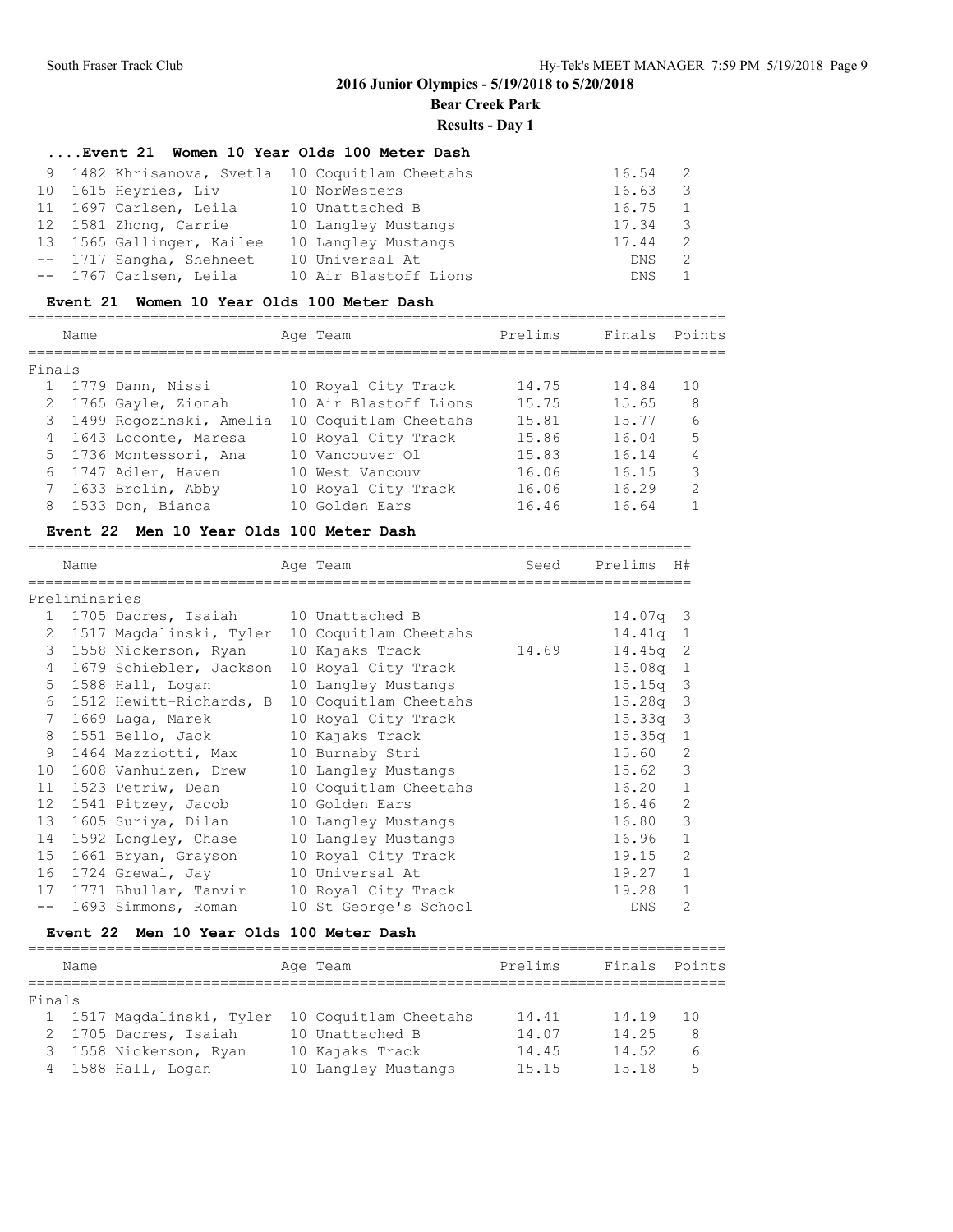## 2016 Junior Olympics - 5/19/2018 to 5/20/2018

**Bear Creek Park**

**Results - Day 1**

### ....Event 21 Women 10 Year Olds 100 Meter Dash

| | Name | Age | Team | Prelims | H# |
|---|---|---|---|---|---|
| 9 | 1482 Khrisanova, Svetla | 10 | Coquitlam Cheetahs | 16.54 | 2 |
| 10 | 1615 Heyries, Liv | 10 | NorWesters | 16.63 | 3 |
| 11 | 1697 Carlsen, Leila | 10 | Unattached B | 16.75 | 1 |
| 12 | 1581 Zhong, Carrie | 10 | Langley Mustangs | 17.34 | 3 |
| 13 | 1565 Gallinger, Kailee | 10 | Langley Mustangs | 17.44 | 2 |
| -- | 1717 Sangha, Shehneet | 10 | Universal At | DNS | 2 |
| -- | 1767 Carlsen, Leila | 10 | Air Blastoff Lions | DNS | 1 |

### Event 21 Women 10 Year Olds 100 Meter Dash

Finals

| | Name | Age | Team | Prelims | Finals | Points |
|---|---|---|---|---|---|---|
| 1 | 1779 Dann, Nissi | 10 | Royal City Track | 14.75 | 14.84 | 10 |
| 2 | 1765 Gayle, Zionah | 10 | Air Blastoff Lions | 15.75 | 15.65 | 8 |
| 3 | 1499 Rogozinski, Amelia | 10 | Coquitlam Cheetahs | 15.81 | 15.77 | 6 |
| 4 | 1643 Loconte, Maresa | 10 | Royal City Track | 15.86 | 16.04 | 5 |
| 5 | 1736 Montessori, Ana | 10 | Vancouver Ol | 15.83 | 16.14 | 4 |
| 6 | 1747 Adler, Haven | 10 | West Vancouv | 16.06 | 16.15 | 3 |
| 7 | 1633 Brolin, Abby | 10 | Royal City Track | 16.06 | 16.29 | 2 |
| 8 | 1533 Don, Bianca | 10 | Golden Ears | 16.46 | 16.64 | 1 |

### Event 22 Men 10 Year Olds 100 Meter Dash

Preliminaries

| | Name | Age | Team | Seed | Prelims | H# |
|---|---|---|---|---|---|---|
| 1 | 1705 Dacres, Isaiah | 10 | Unattached B | | 14.07q | 3 |
| 2 | 1517 Magdalinski, Tyler | 10 | Coquitlam Cheetahs | | 14.41q | 1 |
| 3 | 1558 Nickerson, Ryan | 10 | Kajaks Track | 14.69 | 14.45q | 2 |
| 4 | 1679 Schiebler, Jackson | 10 | Royal City Track | | 15.08q | 1 |
| 5 | 1588 Hall, Logan | 10 | Langley Mustangs | | 15.15q | 3 |
| 6 | 1512 Hewitt-Richards, B | 10 | Coquitlam Cheetahs | | 15.28q | 3 |
| 7 | 1669 Laga, Marek | 10 | Royal City Track | | 15.33q | 3 |
| 8 | 1551 Bello, Jack | 10 | Kajaks Track | | 15.35q | 1 |
| 9 | 1464 Mazziotti, Max | 10 | Burnaby Stri | | 15.60 | 2 |
| 10 | 1608 Vanhuizen, Drew | 10 | Langley Mustangs | | 15.62 | 3 |
| 11 | 1523 Petriw, Dean | 10 | Coquitlam Cheetahs | | 16.20 | 1 |
| 12 | 1541 Pitzey, Jacob | 10 | Golden Ears | | 16.46 | 2 |
| 13 | 1605 Suriya, Dilan | 10 | Langley Mustangs | | 16.80 | 3 |
| 14 | 1592 Longley, Chase | 10 | Langley Mustangs | | 16.96 | 1 |
| 15 | 1661 Bryan, Grayson | 10 | Royal City Track | | 19.15 | 2 |
| 16 | 1724 Grewal, Jay | 10 | Universal At | | 19.27 | 1 |
| 17 | 1771 Bhullar, Tanvir | 10 | Royal City Track | | 19.28 | 1 |
| -- | 1693 Simmons, Roman | 10 | St George's School | | DNS | 2 |

### Event 22 Men 10 Year Olds 100 Meter Dash

Finals

| | Name | Age | Team | Prelims | Finals | Points |
|---|---|---|---|---|---|---|
| 1 | 1517 Magdalinski, Tyler | 10 | Coquitlam Cheetahs | 14.41 | 14.19 | 10 |
| 2 | 1705 Dacres, Isaiah | 10 | Unattached B | 14.07 | 14.25 | 8 |
| 3 | 1558 Nickerson, Ryan | 10 | Kajaks Track | 14.45 | 14.52 | 6 |
| 4 | 1588 Hall, Logan | 10 | Langley Mustangs | 15.15 | 15.18 | 5 |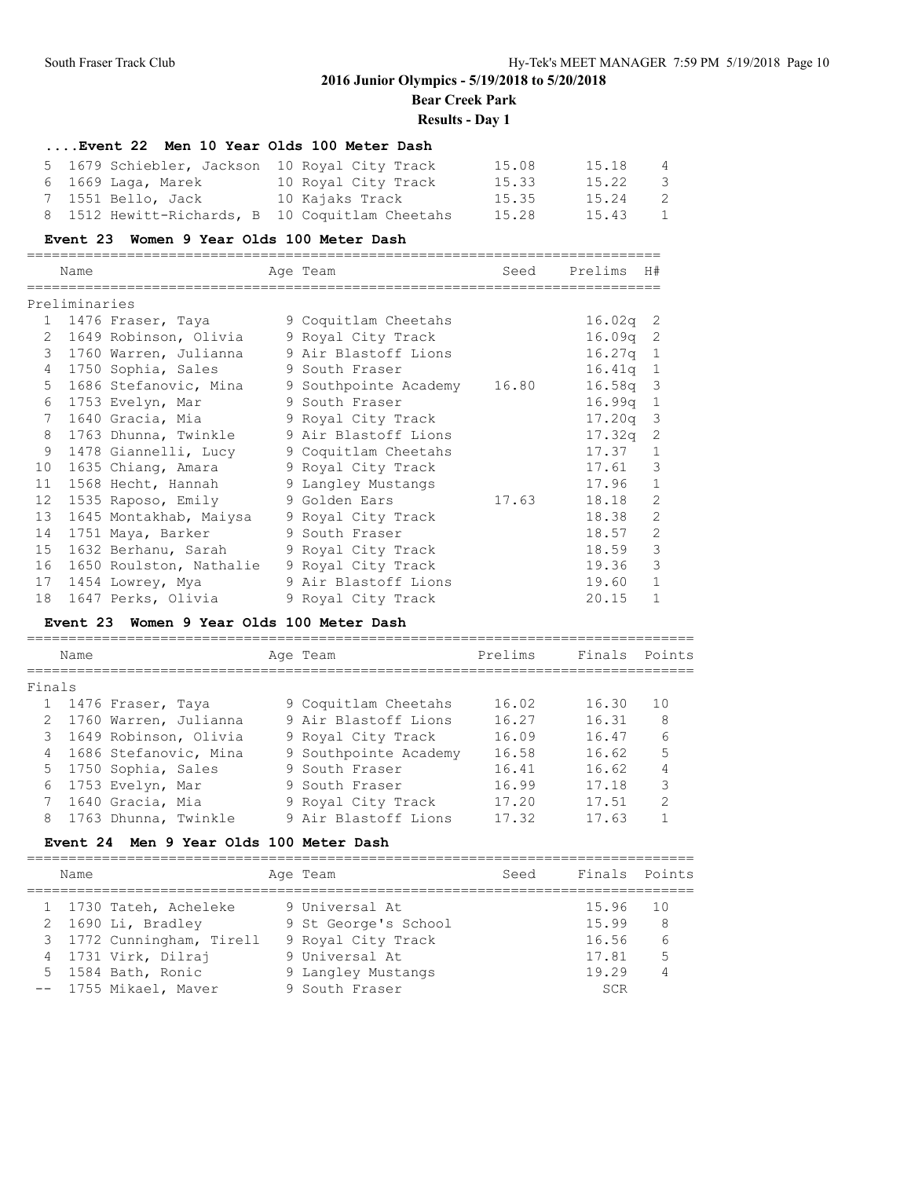## ....Event 22 Men 10 Year Olds 100 Meter Dash

| | | | | | | |
|---|---|---|---|---|---|---|
| 5 | 1679 Schiebler, Jackson | 10 | Royal City Track | 15.08 | 15.18 | 4 |
| 6 | 1669 Laga, Marek | 10 | Royal City Track | 15.33 | 15.22 | 3 |
| 7 | 1551 Bello, Jack | 10 | Kajaks Track | 15.35 | 15.24 | 2 |
| 8 | 1512 Hewitt-Richards, B | 10 | Coquitlam Cheetahs | 15.28 | 15.43 | 1 |

## Event 23 Women 9 Year Olds 100 Meter Dash

Preliminaries

| | Name | Age | Team | Seed | Prelims | H# |
|---|---|---|---|---|---|---|
| 1 | 1476 Fraser, Taya | 9 | Coquitlam Cheetahs | | 16.02q | 2 |
| 2 | 1649 Robinson, Olivia | 9 | Royal City Track | | 16.09q | 2 |
| 3 | 1760 Warren, Julianna | 9 | Air Blastoff Lions | | 16.27q | 1 |
| 4 | 1750 Sophia, Sales | 9 | South Fraser | | 16.41q | 1 |
| 5 | 1686 Stefanovic, Mina | 9 | Southpointe Academy | 16.80 | 16.58q | 3 |
| 6 | 1753 Evelyn, Mar | 9 | South Fraser | | 16.99q | 1 |
| 7 | 1640 Gracia, Mia | 9 | Royal City Track | | 17.20q | 3 |
| 8 | 1763 Dhunna, Twinkle | 9 | Air Blastoff Lions | | 17.32q | 2 |
| 9 | 1478 Giannelli, Lucy | 9 | Coquitlam Cheetahs | | 17.37 | 1 |
| 10 | 1635 Chiang, Amara | 9 | Royal City Track | | 17.61 | 3 |
| 11 | 1568 Hecht, Hannah | 9 | Langley Mustangs | | 17.96 | 1 |
| 12 | 1535 Raposo, Emily | 9 | Golden Ears | 17.63 | 18.18 | 2 |
| 13 | 1645 Montakhab, Maiysa | 9 | Royal City Track | | 18.38 | 2 |
| 14 | 1751 Maya, Barker | 9 | South Fraser | | 18.57 | 2 |
| 15 | 1632 Berhanu, Sarah | 9 | Royal City Track | | 18.59 | 3 |
| 16 | 1650 Roulston, Nathalie | 9 | Royal City Track | | 19.36 | 3 |
| 17 | 1454 Lowrey, Mya | 9 | Air Blastoff Lions | | 19.60 | 1 |
| 18 | 1647 Perks, Olivia | 9 | Royal City Track | | 20.15 | 1 |

## Event 23 Women 9 Year Olds 100 Meter Dash

Finals

| | Name | Age | Team | Prelims | Finals | Points |
|---|---|---|---|---|---|---|
| 1 | 1476 Fraser, Taya | 9 | Coquitlam Cheetahs | 16.02 | 16.30 | 10 |
| 2 | 1760 Warren, Julianna | 9 | Air Blastoff Lions | 16.27 | 16.31 | 8 |
| 3 | 1649 Robinson, Olivia | 9 | Royal City Track | 16.09 | 16.47 | 6 |
| 4 | 1686 Stefanovic, Mina | 9 | Southpointe Academy | 16.58 | 16.62 | 5 |
| 5 | 1750 Sophia, Sales | 9 | South Fraser | 16.41 | 16.62 | 4 |
| 6 | 1753 Evelyn, Mar | 9 | South Fraser | 16.99 | 17.18 | 3 |
| 7 | 1640 Gracia, Mia | 9 | Royal City Track | 17.20 | 17.51 | 2 |
| 8 | 1763 Dhunna, Twinkle | 9 | Air Blastoff Lions | 17.32 | 17.63 | 1 |

## Event 24 Men 9 Year Olds 100 Meter Dash

| | Name | Age | Team | Seed | Finals | Points |
|---|---|---|---|---|---|---|
| 1 | 1730 Tateh, Acheleke | 9 | Universal At | | 15.96 | 10 |
| 2 | 1690 Li, Bradley | 9 | St George's School | | 15.99 | 8 |
| 3 | 1772 Cunningham, Tirell | 9 | Royal City Track | | 16.56 | 6 |
| 4 | 1731 Virk, Dilraj | 9 | Universal At | | 17.81 | 5 |
| 5 | 1584 Bath, Ronic | 9 | Langley Mustangs | | 19.29 | 4 |
| -- | 1755 Mikael, Maver | 9 | South Fraser | | SCR | |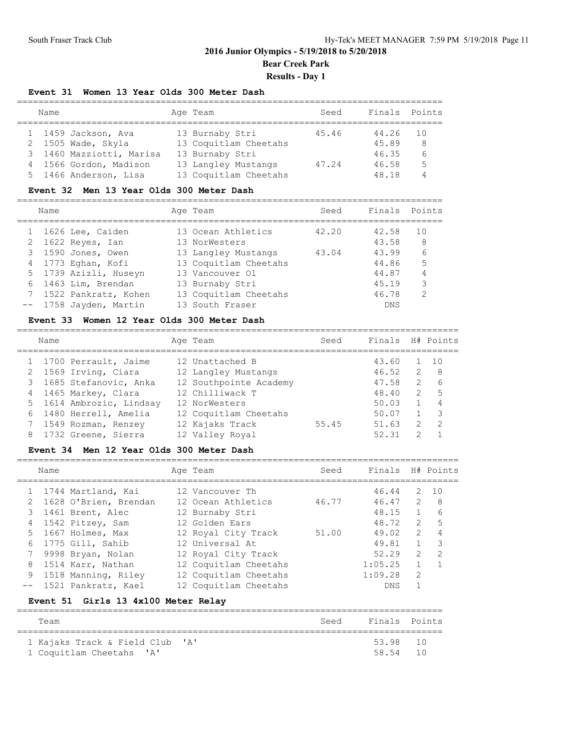# 2016 Junior Olympics - 5/19/2018 to 5/20/2018

## Bear Creek Park

### Results - Day 1

**Event 31 Women 13 Year Olds 300 Meter Dash**

| | Name | Age | Team | Seed | Finals | Points |
|---|---|---|---|---|---|---|
| 1 | 1459 Jackson, Ava | 13 | Burnaby Stri | 45.46 | 44.26 | 10 |
| 2 | 1505 Wade, Skyla | 13 | Coquitlam Cheetahs | | 45.89 | 8 |
| 3 | 1460 Mazziotti, Marisa | 13 | Burnaby Stri | | 46.35 | 6 |
| 4 | 1566 Gordon, Madison | 13 | Langley Mustangs | 47.24 | 46.58 | 5 |
| 5 | 1466 Anderson, Lisa | 13 | Coquitlam Cheetahs | | 48.18 | 4 |

**Event 32 Men 13 Year Olds 300 Meter Dash**

| | Name | Age | Team | Seed | Finals | Points |
|---|---|---|---|---|---|---|
| 1 | 1626 Lee, Caiden | 13 | Ocean Athletics | 42.20 | 42.58 | 10 |
| 2 | 1622 Reyes, Ian | 13 | NorWesters | | 43.58 | 8 |
| 3 | 1590 Jones, Owen | 13 | Langley Mustangs | 43.04 | 43.99 | 6 |
| 4 | 1773 Eghan, Kofi | 13 | Coquitlam Cheetahs | | 44.86 | 5 |
| 5 | 1739 Azizli, Huseyn | 13 | Vancouver Ol | | 44.87 | 4 |
| 6 | 1463 Lim, Brendan | 13 | Burnaby Stri | | 45.19 | 3 |
| 7 | 1522 Pankratz, Kohen | 13 | Coquitlam Cheetahs | | 46.78 | 2 |
| -- | 1758 Jayden, Martin | 13 | South Fraser | | DNS | |

**Event 33 Women 12 Year Olds 300 Meter Dash**

| | Name | Age | Team | Seed | Finals | H# | Points |
|---|---|---|---|---|---|---|---|
| 1 | 1700 Perrault, Jaime | 12 | Unattached B | | 43.60 | 1 | 10 |
| 2 | 1569 Irving, Ciara | 12 | Langley Mustangs | | 46.52 | 2 | 8 |
| 3 | 1685 Stefanovic, Anka | 12 | Southpointe Academy | | 47.58 | 2 | 6 |
| 4 | 1465 Markey, Clara | 12 | Chilliwack T | | 48.40 | 2 | 5 |
| 5 | 1614 Ambrozic, Lindsay | 12 | NorWesters | | 50.03 | 1 | 4 |
| 6 | 1480 Herrell, Amelia | 12 | Coquitlam Cheetahs | | 50.07 | 1 | 3 |
| 7 | 1549 Rozman, Renzey | 12 | Kajaks Track | 55.45 | 51.63 | 2 | 2 |
| 8 | 1732 Greene, Sierra | 12 | Valley Royal | | 52.31 | 2 | 1 |

**Event 34 Men 12 Year Olds 300 Meter Dash**

| | Name | Age | Team | Seed | Finals | H# | Points |
|---|---|---|---|---|---|---|---|
| 1 | 1744 Martland, Kai | 12 | Vancouver Th | | 46.44 | 2 | 10 |
| 2 | 1628 O'Brien, Brendan | 12 | Ocean Athletics | 46.77 | 46.47 | 2 | 8 |
| 3 | 1461 Brent, Alec | 12 | Burnaby Stri | | 48.15 | 1 | 6 |
| 4 | 1542 Pitzey, Sam | 12 | Golden Ears | | 48.72 | 2 | 5 |
| 5 | 1667 Holmes, Max | 12 | Royal City Track | 51.00 | 49.02 | 2 | 4 |
| 6 | 1775 Gill, Sahib | 12 | Universal At | | 49.81 | 1 | 3 |
| 7 | 9998 Bryan, Nolan | 12 | Royal City Track | | 52.29 | 2 | 2 |
| 8 | 1514 Karr, Nathan | 12 | Coquitlam Cheetahs | | 1:05.25 | 1 | 1 |
| 9 | 1518 Manning, Riley | 12 | Coquitlam Cheetahs | | 1:09.28 | 2 | |
| -- | 1521 Pankratz, Kael | 12 | Coquitlam Cheetahs | | DNS | 1 | |

**Event 51 Girls 13 4x100 Meter Relay**

| | Team | Seed | Finals | Points |
|---|---|---|---|---|
| 1 | Kajaks Track & Field Club 'A' | | 53.98 | 10 |
| 1 | Coquitlam Cheetahs 'A' | | 58.54 | 10 |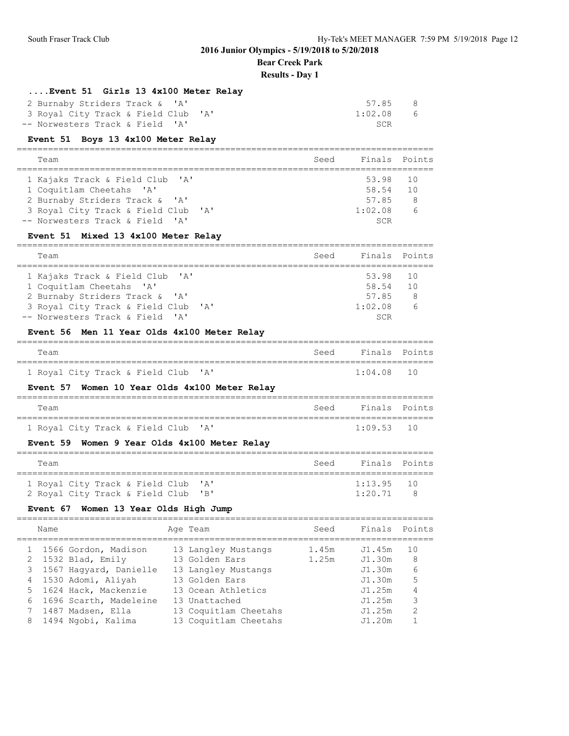## 2016 Junior Olympics - 5/19/2018 to 5/20/2018

### Bear Creek Park

### Results - Day 1

#### ....Event 51 Girls 13 4x100 Meter Relay

| Team | Seed | Finals | Points |
|---|---|---|---|
| 2 Burnaby Striders Track & 'A' | | 57.85 | 8 |
| 3 Royal City Track & Field Club 'A' | | 1:02.08 | 6 |
| -- Norwesters Track & Field 'A' | | SCR | |

#### Event 51 Boys 13 4x100 Meter Relay

| Team | Seed | Finals | Points |
|---|---|---|---|
| 1 Kajaks Track & Field Club 'A' | | 53.98 | 10 |
| 1 Coquitlam Cheetahs 'A' | | 58.54 | 10 |
| 2 Burnaby Striders Track & 'A' | | 57.85 | 8 |
| 3 Royal City Track & Field Club 'A' | | 1:02.08 | 6 |
| -- Norwesters Track & Field 'A' | | SCR | |

#### Event 51 Mixed 13 4x100 Meter Relay

| Team | Seed | Finals | Points |
|---|---|---|---|
| 1 Kajaks Track & Field Club 'A' | | 53.98 | 10 |
| 1 Coquitlam Cheetahs 'A' | | 58.54 | 10 |
| 2 Burnaby Striders Track & 'A' | | 57.85 | 8 |
| 3 Royal City Track & Field Club 'A' | | 1:02.08 | 6 |
| -- Norwesters Track & Field 'A' | | SCR | |

#### Event 56 Men 11 Year Olds 4x100 Meter Relay

| Team | Seed | Finals | Points |
|---|---|---|---|
| 1 Royal City Track & Field Club 'A' | | 1:04.08 | 10 |

#### Event 57 Women 10 Year Olds 4x100 Meter Relay

| Team | Seed | Finals | Points |
|---|---|---|---|
| 1 Royal City Track & Field Club 'A' | | 1:09.53 | 10 |

#### Event 59 Women 9 Year Olds 4x100 Meter Relay

| Team | Seed | Finals | Points |
|---|---|---|---|
| 1 Royal City Track & Field Club 'A' | | 1:13.95 | 10 |
| 2 Royal City Track & Field Club 'B' | | 1:20.71 | 8 |

#### Event 67 Women 13 Year Olds High Jump

| | Name | Age | Team | Seed | Finals | Points |
|---|---|---|---|---|---|---|
| 1 | 1566 Gordon, Madison | 13 | Langley Mustangs | 1.45m | J1.45m | 10 |
| 2 | 1532 Blad, Emily | 13 | Golden Ears | 1.25m | J1.30m | 8 |
| 3 | 1567 Hagyard, Danielle | 13 | Langley Mustangs | | J1.30m | 6 |
| 4 | 1530 Adomi, Aliyah | 13 | Golden Ears | | J1.30m | 5 |
| 5 | 1624 Hack, Mackenzie | 13 | Ocean Athletics | | J1.25m | 4 |
| 6 | 1696 Scarth, Madeleine | 13 | Unattached | | J1.25m | 3 |
| 7 | 1487 Madsen, Ella | 13 | Coquitlam Cheetahs | | J1.25m | 2 |
| 8 | 1494 Ngobi, Kalima | 13 | Coquitlam Cheetahs | | J1.20m | 1 |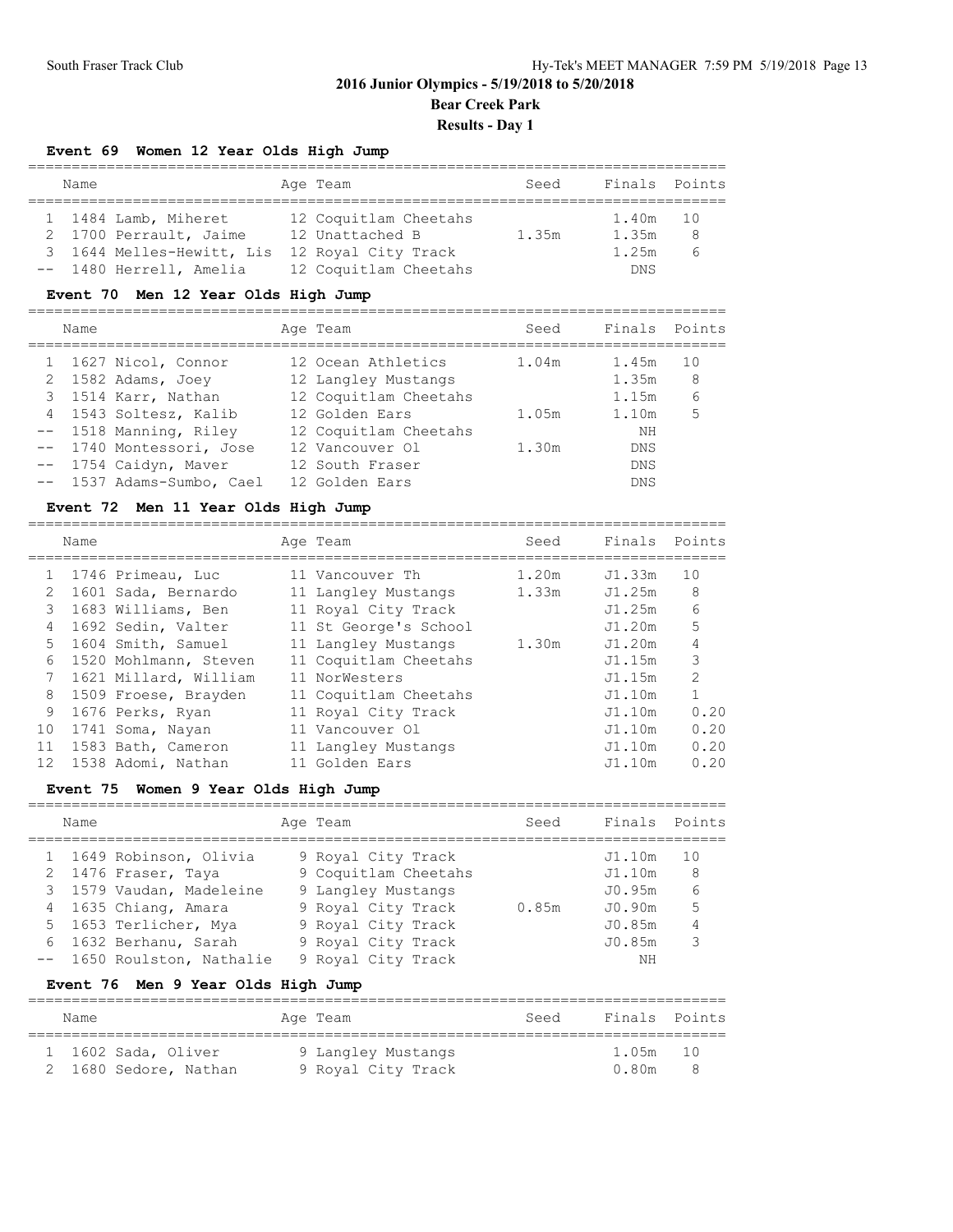**2016 Junior Olympics - 5/19/2018 to 5/20/2018**

**Bear Creek Park**

**Results - Day 1**

### Event 69 Women 12 Year Olds High Jump

| | Name | Age | Team | Seed | Finals | Points |
|---|---|---|---|---|---|---|
| 1 | 1484 Lamb, Miheret | 12 | Coquitlam Cheetahs | | 1.40m | 10 |
| 2 | 1700 Perrault, Jaime | 12 | Unattached B | 1.35m | 1.35m | 8 |
| 3 | 1644 Melles-Hewitt, Lis | 12 | Royal City Track | | 1.25m | 6 |
| -- | 1480 Herrell, Amelia | 12 | Coquitlam Cheetahs | | DNS | |

### Event 70 Men 12 Year Olds High Jump

| | Name | Age | Team | Seed | Finals | Points |
|---|---|---|---|---|---|---|
| 1 | 1627 Nicol, Connor | 12 | Ocean Athletics | 1.04m | 1.45m | 10 |
| 2 | 1582 Adams, Joey | 12 | Langley Mustangs | | 1.35m | 8 |
| 3 | 1514 Karr, Nathan | 12 | Coquitlam Cheetahs | | 1.15m | 6 |
| 4 | 1543 Soltesz, Kalib | 12 | Golden Ears | 1.05m | 1.10m | 5 |
| -- | 1518 Manning, Riley | 12 | Coquitlam Cheetahs | | NH | |
| -- | 1740 Montessori, Jose | 12 | Vancouver Ol | 1.30m | DNS | |
| -- | 1754 Caidyn, Maver | 12 | South Fraser | | DNS | |
| -- | 1537 Adams-Sumbo, Cael | 12 | Golden Ears | | DNS | |

### Event 72 Men 11 Year Olds High Jump

| | Name | Age | Team | Seed | Finals | Points |
|---|---|---|---|---|---|---|
| 1 | 1746 Primeau, Luc | 11 | Vancouver Th | 1.20m | J1.33m | 10 |
| 2 | 1601 Sada, Bernardo | 11 | Langley Mustangs | 1.33m | J1.25m | 8 |
| 3 | 1683 Williams, Ben | 11 | Royal City Track | | J1.25m | 6 |
| 4 | 1692 Sedin, Valter | 11 | St George's School | | J1.20m | 5 |
| 5 | 1604 Smith, Samuel | 11 | Langley Mustangs | 1.30m | J1.20m | 4 |
| 6 | 1520 Mohlmann, Steven | 11 | Coquitlam Cheetahs | | J1.15m | 3 |
| 7 | 1621 Millard, William | 11 | NorWesters | | J1.15m | 2 |
| 8 | 1509 Froese, Brayden | 11 | Coquitlam Cheetahs | | J1.10m | 1 |
| 9 | 1676 Perks, Ryan | 11 | Royal City Track | | J1.10m | 0.20 |
| 10 | 1741 Soma, Nayan | 11 | Vancouver Ol | | J1.10m | 0.20 |
| 11 | 1583 Bath, Cameron | 11 | Langley Mustangs | | J1.10m | 0.20 |
| 12 | 1538 Adomi, Nathan | 11 | Golden Ears | | J1.10m | 0.20 |

### Event 75 Women 9 Year Olds High Jump

| | Name | Age | Team | Seed | Finals | Points |
|---|---|---|---|---|---|---|
| 1 | 1649 Robinson, Olivia | 9 | Royal City Track | | J1.10m | 10 |
| 2 | 1476 Fraser, Taya | 9 | Coquitlam Cheetahs | | J1.10m | 8 |
| 3 | 1579 Vaudan, Madeleine | 9 | Langley Mustangs | | J0.95m | 6 |
| 4 | 1635 Chiang, Amara | 9 | Royal City Track | 0.85m | J0.90m | 5 |
| 5 | 1653 Terlicher, Mya | 9 | Royal City Track | | J0.85m | 4 |
| 6 | 1632 Berhanu, Sarah | 9 | Royal City Track | | J0.85m | 3 |
| -- | 1650 Roulston, Nathalie | 9 | Royal City Track | | NH | |

### Event 76 Men 9 Year Olds High Jump

| | Name | Age | Team | Seed | Finals | Points |
|---|---|---|---|---|---|---|
| 1 | 1602 Sada, Oliver | 9 | Langley Mustangs | | 1.05m | 10 |
| 2 | 1680 Sedore, Nathan | 9 | Royal City Track | | 0.80m | 8 |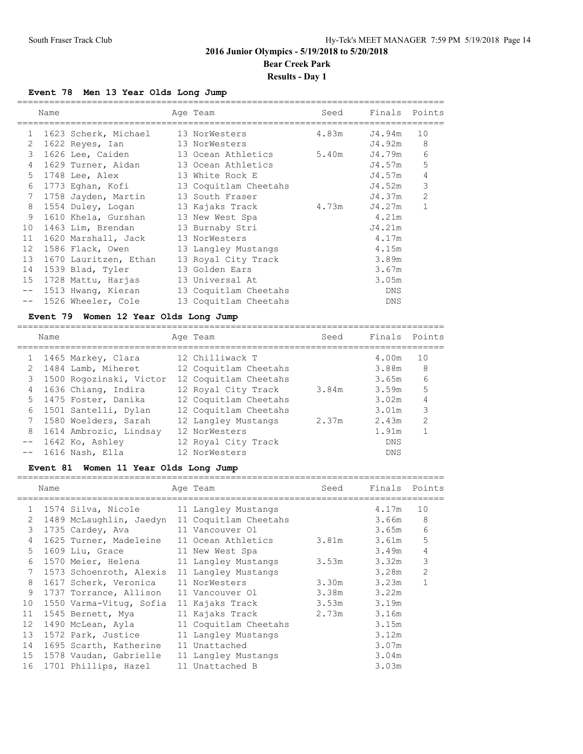## 2016 Junior Olympics - 5/19/2018 to 5/20/2018

**Bear Creek Park**

**Results - Day 1**

### Event 78 Men 13 Year Olds Long Jump

| | Name | Age | Team | Seed | Finals | Points |
|---|---|---|---|---|---|---|
| 1 | 1623 Scherk, Michael | 13 | NorWesters | 4.83m | J4.94m | 10 |
| 2 | 1622 Reyes, Ian | 13 | NorWesters | | J4.92m | 8 |
| 3 | 1626 Lee, Caiden | 13 | Ocean Athletics | 5.40m | J4.79m | 6 |
| 4 | 1629 Turner, Aidan | 13 | Ocean Athletics | | J4.57m | 5 |
| 5 | 1748 Lee, Alex | 13 | White Rock E | | J4.57m | 4 |
| 6 | 1773 Eghan, Kofi | 13 | Coquitlam Cheetahs | | J4.52m | 3 |
| 7 | 1758 Jayden, Martin | 13 | South Fraser | | J4.37m | 2 |
| 8 | 1554 Duley, Logan | 13 | Kajaks Track | 4.73m | J4.27m | 1 |
| 9 | 1610 Khela, Gurshan | 13 | New West Spa | | 4.21m | |
| 10 | 1463 Lim, Brendan | 13 | Burnaby Stri | | J4.21m | |
| 11 | 1620 Marshall, Jack | 13 | NorWesters | | 4.17m | |
| 12 | 1586 Flack, Owen | 13 | Langley Mustangs | | 4.15m | |
| 13 | 1670 Lauritzen, Ethan | 13 | Royal City Track | | 3.89m | |
| 14 | 1539 Blad, Tyler | 13 | Golden Ears | | 3.67m | |
| 15 | 1728 Mattu, Harjas | 13 | Universal At | | 3.05m | |
| -- | 1513 Hwang, Kieran | 13 | Coquitlam Cheetahs | | DNS | |
| -- | 1526 Wheeler, Cole | 13 | Coquitlam Cheetahs | | DNS | |

### Event 79 Women 12 Year Olds Long Jump

| | Name | Age | Team | Seed | Finals | Points |
|---|---|---|---|---|---|---|
| 1 | 1465 Markey, Clara | 12 | Chilliwack T | | 4.00m | 10 |
| 2 | 1484 Lamb, Miheret | 12 | Coquitlam Cheetahs | | 3.88m | 8 |
| 3 | 1500 Rogozinski, Victor | 12 | Coquitlam Cheetahs | | 3.65m | 6 |
| 4 | 1636 Chiang, Indira | 12 | Royal City Track | 3.84m | 3.59m | 5 |
| 5 | 1475 Foster, Danika | 12 | Coquitlam Cheetahs | | 3.02m | 4 |
| 6 | 1501 Santelli, Dylan | 12 | Coquitlam Cheetahs | | 3.01m | 3 |
| 7 | 1580 Woelders, Sarah | 12 | Langley Mustangs | 2.37m | 2.43m | 2 |
| 8 | 1614 Ambrozic, Lindsay | 12 | NorWesters | | 1.91m | 1 |
| -- | 1642 Ko, Ashley | 12 | Royal City Track | | DNS | |
| -- | 1616 Nash, Ella | 12 | NorWesters | | DNS | |

### Event 81 Women 11 Year Olds Long Jump

| | Name | Age | Team | Seed | Finals | Points |
|---|---|---|---|---|---|---|
| 1 | 1574 Silva, Nicole | 11 | Langley Mustangs | | 4.17m | 10 |
| 2 | 1489 McLaughlin, Jaedyn | 11 | Coquitlam Cheetahs | | 3.66m | 8 |
| 3 | 1735 Cardey, Ava | 11 | Vancouver Ol | | 3.65m | 6 |
| 4 | 1625 Turner, Madeleine | 11 | Ocean Athletics | 3.81m | 3.61m | 5 |
| 5 | 1609 Liu, Grace | 11 | New West Spa | | 3.49m | 4 |
| 6 | 1570 Meier, Helena | 11 | Langley Mustangs | 3.53m | 3.32m | 3 |
| 7 | 1573 Schoenroth, Alexis | 11 | Langley Mustangs | | 3.28m | 2 |
| 8 | 1617 Scherk, Veronica | 11 | NorWesters | 3.30m | 3.23m | 1 |
| 9 | 1737 Torrance, Allison | 11 | Vancouver Ol | 3.38m | 3.22m | |
| 10 | 1550 Varma-Vitug, Sofia | 11 | Kajaks Track | 3.53m | 3.19m | |
| 11 | 1545 Bernett, Mya | 11 | Kajaks Track | 2.73m | 3.16m | |
| 12 | 1490 McLean, Ayla | 11 | Coquitlam Cheetahs | | 3.15m | |
| 13 | 1572 Park, Justice | 11 | Langley Mustangs | | 3.12m | |
| 14 | 1695 Scarth, Katherine | 11 | Unattached | | 3.07m | |
| 15 | 1578 Vaudan, Gabrielle | 11 | Langley Mustangs | | 3.04m | |
| 16 | 1701 Phillips, Hazel | 11 | Unattached B | | 3.03m | |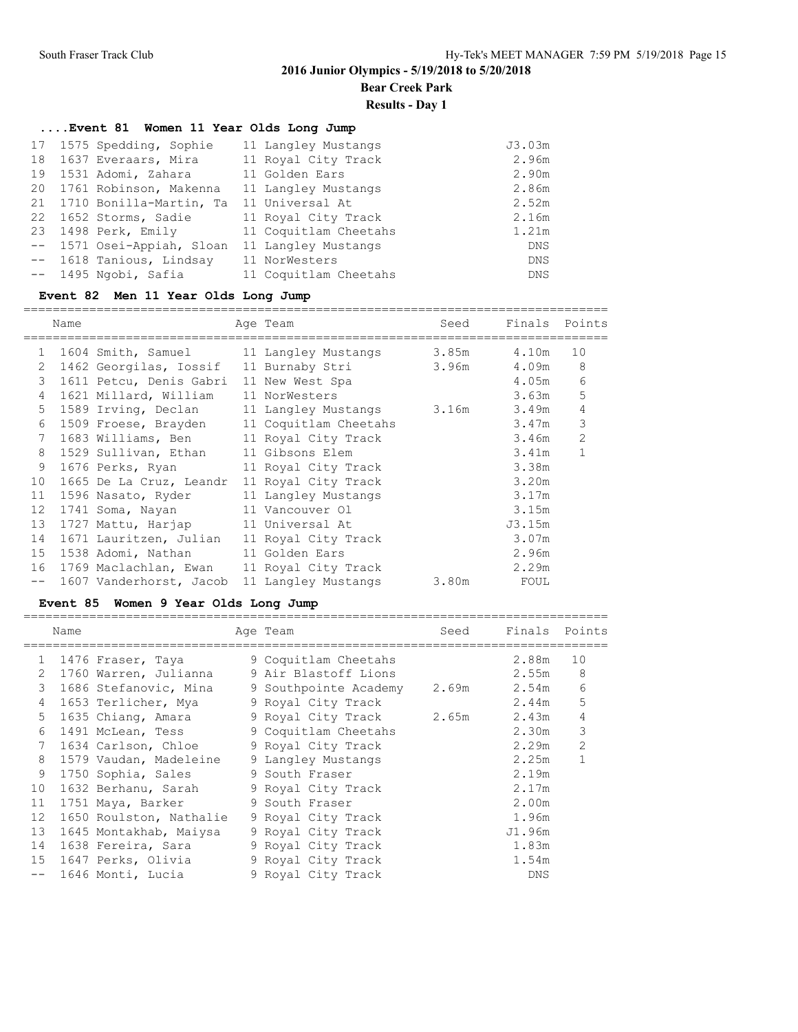## 2016 Junior Olympics - 5/19/2018 to 5/20/2018

**Bear Creek Park**

**Results - Day 1**

### ....Event 81 Women 11 Year Olds Long Jump

| | | | | | | |
|---|---|---|---|---|---|---|
| 17 | 1575 | Spedding, Sophie | 11 | Langley Mustangs | | J3.03m |
| 18 | 1637 | Everaars, Mira | 11 | Royal City Track | | 2.96m |
| 19 | 1531 | Adomi, Zahara | 11 | Golden Ears | | 2.90m |
| 20 | 1761 | Robinson, Makenna | 11 | Langley Mustangs | | 2.86m |
| 21 | 1710 | Bonilla-Martin, Ta | 11 | Universal At | | 2.52m |
| 22 | 1652 | Storms, Sadie | 11 | Royal City Track | | 2.16m |
| 23 | 1498 | Perk, Emily | 11 | Coquitlam Cheetahs | | 1.21m |
| -- | 1571 | Osei-Appiah, Sloan | 11 | Langley Mustangs | | DNS |
| -- | 1618 | Tanious, Lindsay | 11 | NorWesters | | DNS |
| -- | 1495 | Ngobi, Safia | 11 | Coquitlam Cheetahs | | DNS |

### Event 82 Men 11 Year Olds Long Jump

| | Name | Age | Team | Seed | Finals | Points |
|---|---|---|---|---|---|---|
| 1 | 1604 Smith, Samuel | 11 | Langley Mustangs | 3.85m | 4.10m | 10 |
| 2 | 1462 Georgilas, Iossif | 11 | Burnaby Stri | 3.96m | 4.09m | 8 |
| 3 | 1611 Petcu, Denis Gabri | 11 | New West Spa | | 4.05m | 6 |
| 4 | 1621 Millard, William | 11 | NorWesters | | 3.63m | 5 |
| 5 | 1589 Irving, Declan | 11 | Langley Mustangs | 3.16m | 3.49m | 4 |
| 6 | 1509 Froese, Brayden | 11 | Coquitlam Cheetahs | | 3.47m | 3 |
| 7 | 1683 Williams, Ben | 11 | Royal City Track | | 3.46m | 2 |
| 8 | 1529 Sullivan, Ethan | 11 | Gibsons Elem | | 3.41m | 1 |
| 9 | 1676 Perks, Ryan | 11 | Royal City Track | | 3.38m | |
| 10 | 1665 De La Cruz, Leandr | 11 | Royal City Track | | 3.20m | |
| 11 | 1596 Nasato, Ryder | 11 | Langley Mustangs | | 3.17m | |
| 12 | 1741 Soma, Nayan | 11 | Vancouver Ol | | 3.15m | |
| 13 | 1727 Mattu, Harjap | 11 | Universal At | | J3.15m | |
| 14 | 1671 Lauritzen, Julian | 11 | Royal City Track | | 3.07m | |
| 15 | 1538 Adomi, Nathan | 11 | Golden Ears | | 2.96m | |
| 16 | 1769 Maclachlan, Ewan | 11 | Royal City Track | | 2.29m | |
| -- | 1607 Vanderhorst, Jacob | 11 | Langley Mustangs | 3.80m | FOUL | |

### Event 85 Women 9 Year Olds Long Jump

| | Name | Age | Team | Seed | Finals | Points |
|---|---|---|---|---|---|---|
| 1 | 1476 Fraser, Taya | 9 | Coquitlam Cheetahs | | 2.88m | 10 |
| 2 | 1760 Warren, Julianna | 9 | Air Blastoff Lions | | 2.55m | 8 |
| 3 | 1686 Stefanovic, Mina | 9 | Southpointe Academy | 2.69m | 2.54m | 6 |
| 4 | 1653 Terlicher, Mya | 9 | Royal City Track | | 2.44m | 5 |
| 5 | 1635 Chiang, Amara | 9 | Royal City Track | 2.65m | 2.43m | 4 |
| 6 | 1491 McLean, Tess | 9 | Coquitlam Cheetahs | | 2.30m | 3 |
| 7 | 1634 Carlson, Chloe | 9 | Royal City Track | | 2.29m | 2 |
| 8 | 1579 Vaudan, Madeleine | 9 | Langley Mustangs | | 2.25m | 1 |
| 9 | 1750 Sophia, Sales | 9 | South Fraser | | 2.19m | |
| 10 | 1632 Berhanu, Sarah | 9 | Royal City Track | | 2.17m | |
| 11 | 1751 Maya, Barker | 9 | South Fraser | | 2.00m | |
| 12 | 1650 Roulston, Nathalie | 9 | Royal City Track | | 1.96m | |
| 13 | 1645 Montakhab, Maiysa | 9 | Royal City Track | | J1.96m | |
| 14 | 1638 Fereira, Sara | 9 | Royal City Track | | 1.83m | |
| 15 | 1647 Perks, Olivia | 9 | Royal City Track | | 1.54m | |
| -- | 1646 Monti, Lucia | 9 | Royal City Track | | DNS | |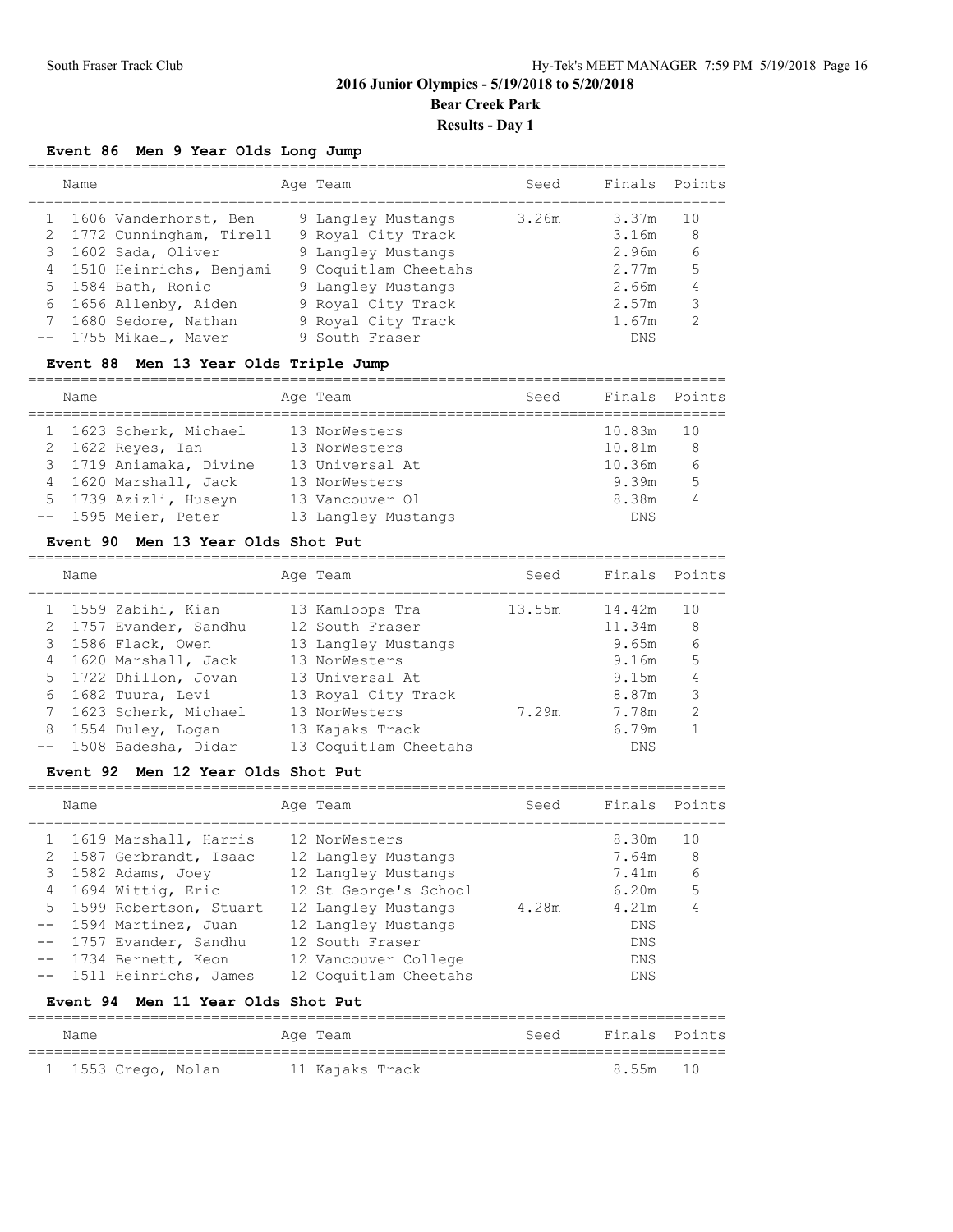## 2016 Junior Olympics - 5/19/2018 to 5/20/2018

## Bear Creek Park

## Results - Day 1

### Event 86 Men 9 Year Olds Long Jump

| | Name | Age | Team | Seed | Finals | Points |
|---|---|---|---|---|---|---|
| 1 | 1606 Vanderhorst, Ben | 9 | Langley Mustangs | 3.26m | 3.37m | 10 |
| 2 | 1772 Cunningham, Tirell | 9 | Royal City Track | | 3.16m | 8 |
| 3 | 1602 Sada, Oliver | 9 | Langley Mustangs | | 2.96m | 6 |
| 4 | 1510 Heinrichs, Benjami | 9 | Coquitlam Cheetahs | | 2.77m | 5 |
| 5 | 1584 Bath, Ronic | 9 | Langley Mustangs | | 2.66m | 4 |
| 6 | 1656 Allenby, Aiden | 9 | Royal City Track | | 2.57m | 3 |
| 7 | 1680 Sedore, Nathan | 9 | Royal City Track | | 1.67m | 2 |
| -- | 1755 Mikael, Maver | 9 | South Fraser | | DNS | |

### Event 88 Men 13 Year Olds Triple Jump

| | Name | Age | Team | Seed | Finals | Points |
|---|---|---|---|---|---|---|
| 1 | 1623 Scherk, Michael | 13 | NorWesters | | 10.83m | 10 |
| 2 | 1622 Reyes, Ian | 13 | NorWesters | | 10.81m | 8 |
| 3 | 1719 Aniamaka, Divine | 13 | Universal At | | 10.36m | 6 |
| 4 | 1620 Marshall, Jack | 13 | NorWesters | | 9.39m | 5 |
| 5 | 1739 Azizli, Huseyn | 13 | Vancouver Ol | | 8.38m | 4 |
| -- | 1595 Meier, Peter | 13 | Langley Mustangs | | DNS | |

### Event 90 Men 13 Year Olds Shot Put

| | Name | Age | Team | Seed | Finals | Points |
|---|---|---|---|---|---|---|
| 1 | 1559 Zabihi, Kian | 13 | Kamloops Tra | 13.55m | 14.42m | 10 |
| 2 | 1757 Evander, Sandhu | 12 | South Fraser | | 11.34m | 8 |
| 3 | 1586 Flack, Owen | 13 | Langley Mustangs | | 9.65m | 6 |
| 4 | 1620 Marshall, Jack | 13 | NorWesters | | 9.16m | 5 |
| 5 | 1722 Dhillon, Jovan | 13 | Universal At | | 9.15m | 4 |
| 6 | 1682 Tuura, Levi | 13 | Royal City Track | | 8.87m | 3 |
| 7 | 1623 Scherk, Michael | 13 | NorWesters | 7.29m | 7.78m | 2 |
| 8 | 1554 Duley, Logan | 13 | Kajaks Track | | 6.79m | 1 |
| -- | 1508 Badesha, Didar | 13 | Coquitlam Cheetahs | | DNS | |

### Event 92 Men 12 Year Olds Shot Put

| | Name | Age | Team | Seed | Finals | Points |
|---|---|---|---|---|---|---|
| 1 | 1619 Marshall, Harris | 12 | NorWesters | | 8.30m | 10 |
| 2 | 1587 Gerbrandt, Isaac | 12 | Langley Mustangs | | 7.64m | 8 |
| 3 | 1582 Adams, Joey | 12 | Langley Mustangs | | 7.41m | 6 |
| 4 | 1694 Wittig, Eric | 12 | St George's School | | 6.20m | 5 |
| 5 | 1599 Robertson, Stuart | 12 | Langley Mustangs | 4.28m | 4.21m | 4 |
| -- | 1594 Martinez, Juan | 12 | Langley Mustangs | | DNS | |
| -- | 1757 Evander, Sandhu | 12 | South Fraser | | DNS | |
| -- | 1734 Bernett, Keon | 12 | Vancouver College | | DNS | |
| -- | 1511 Heinrichs, James | 12 | Coquitlam Cheetahs | | DNS | |

### Event 94 Men 11 Year Olds Shot Put

| | Name | Age | Team | Seed | Finals | Points |
|---|---|---|---|---|---|---|
| 1 | 1553 Crego, Nolan | 11 | Kajaks Track | | 8.55m | 10 |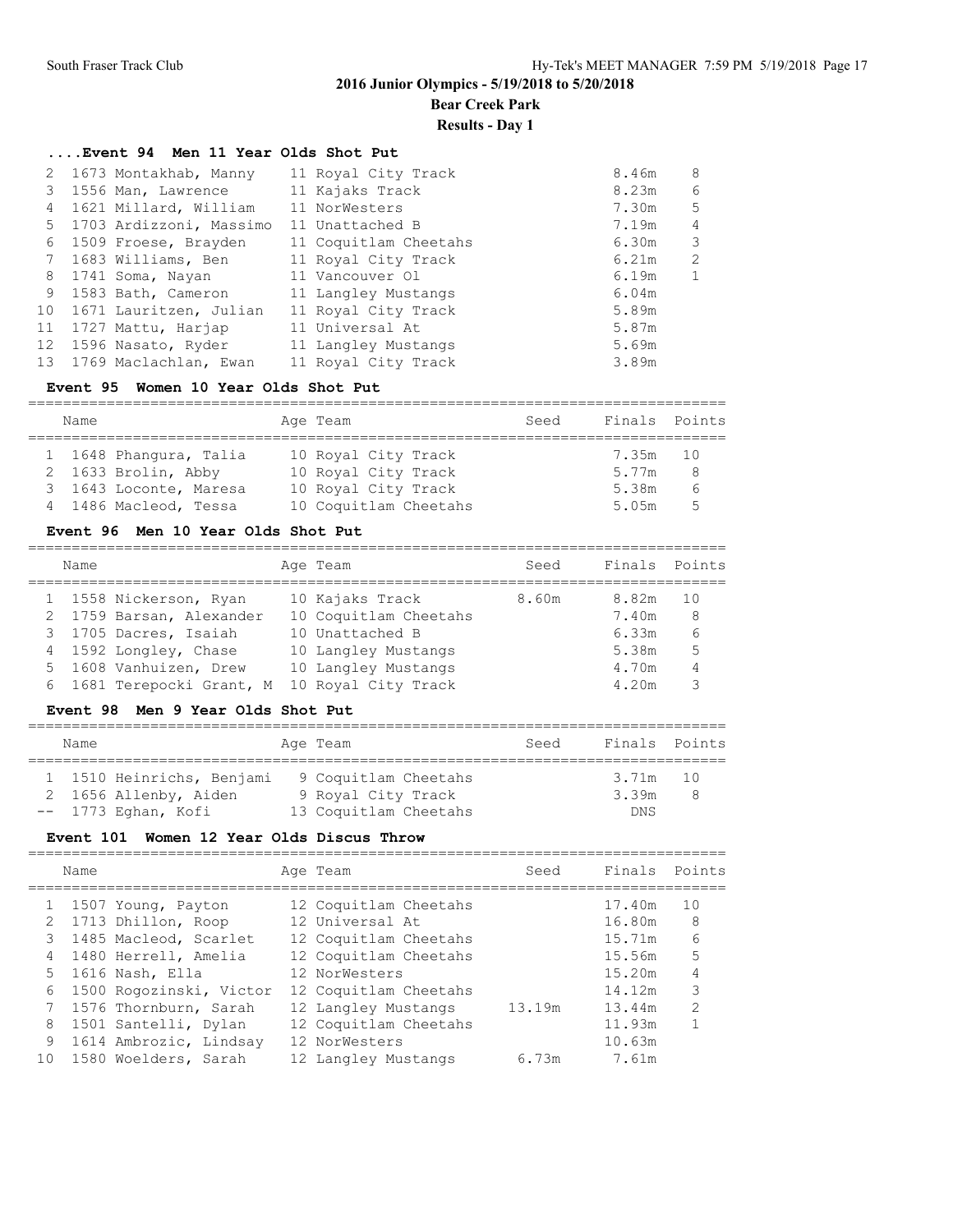## 2016 Junior Olympics - 5/19/2018 to 5/20/2018

**Bear Creek Park**

**Results - Day 1**

### ....Event 94 Men 11 Year Olds Shot Put

| | Name | Age | Team | Seed | Finals | Points |
|---|---|---|---|---|---|---|
| 2 | 1673 Montakhab, Manny | 11 | Royal City Track | | 8.46m | 8 |
| 3 | 1556 Man, Lawrence | 11 | Kajaks Track | | 8.23m | 6 |
| 4 | 1621 Millard, William | 11 | NorWesters | | 7.30m | 5 |
| 5 | 1703 Ardizzoni, Massimo | 11 | Unattached B | | 7.19m | 4 |
| 6 | 1509 Froese, Brayden | 11 | Coquitlam Cheetahs | | 6.30m | 3 |
| 7 | 1683 Williams, Ben | 11 | Royal City Track | | 6.21m | 2 |
| 8 | 1741 Soma, Nayan | 11 | Vancouver Ol | | 6.19m | 1 |
| 9 | 1583 Bath, Cameron | 11 | Langley Mustangs | | 6.04m | |
| 10 | 1671 Lauritzen, Julian | 11 | Royal City Track | | 5.89m | |
| 11 | 1727 Mattu, Harjap | 11 | Universal At | | 5.87m | |
| 12 | 1596 Nasato, Ryder | 11 | Langley Mustangs | | 5.69m | |
| 13 | 1769 Maclachlan, Ewan | 11 | Royal City Track | | 3.89m | |

### Event 95 Women 10 Year Olds Shot Put

| | Name | Age | Team | Seed | Finals | Points |
|---|---|---|---|---|---|---|
| 1 | 1648 Phangura, Talia | 10 | Royal City Track | | 7.35m | 10 |
| 2 | 1633 Brolin, Abby | 10 | Royal City Track | | 5.77m | 8 |
| 3 | 1643 Loconte, Maresa | 10 | Royal City Track | | 5.38m | 6 |
| 4 | 1486 Macleod, Tessa | 10 | Coquitlam Cheetahs | | 5.05m | 5 |

### Event 96 Men 10 Year Olds Shot Put

| | Name | Age | Team | Seed | Finals | Points |
|---|---|---|---|---|---|---|
| 1 | 1558 Nickerson, Ryan | 10 | Kajaks Track | 8.60m | 8.82m | 10 |
| 2 | 1759 Barsan, Alexander | 10 | Coquitlam Cheetahs | | 7.40m | 8 |
| 3 | 1705 Dacres, Isaiah | 10 | Unattached B | | 6.33m | 6 |
| 4 | 1592 Longley, Chase | 10 | Langley Mustangs | | 5.38m | 5 |
| 5 | 1608 Vanhuizen, Drew | 10 | Langley Mustangs | | 4.70m | 4 |
| 6 | 1681 Terepocki Grant, M | 10 | Royal City Track | | 4.20m | 3 |

### Event 98 Men 9 Year Olds Shot Put

| | Name | Age | Team | Seed | Finals | Points |
|---|---|---|---|---|---|---|
| 1 | 1510 Heinrichs, Benjami | 9 | Coquitlam Cheetahs | | 3.71m | 10 |
| 2 | 1656 Allenby, Aiden | 9 | Royal City Track | | 3.39m | 8 |
| -- | 1773 Eghan, Kofi | 13 | Coquitlam Cheetahs | | DNS | |

### Event 101 Women 12 Year Olds Discus Throw

| | Name | Age | Team | Seed | Finals | Points |
|---|---|---|---|---|---|---|
| 1 | 1507 Young, Payton | 12 | Coquitlam Cheetahs | | 17.40m | 10 |
| 2 | 1713 Dhillon, Roop | 12 | Universal At | | 16.80m | 8 |
| 3 | 1485 Macleod, Scarlet | 12 | Coquitlam Cheetahs | | 15.71m | 6 |
| 4 | 1480 Herrell, Amelia | 12 | Coquitlam Cheetahs | | 15.56m | 5 |
| 5 | 1616 Nash, Ella | 12 | NorWesters | | 15.20m | 4 |
| 6 | 1500 Rogozinski, Victor | 12 | Coquitlam Cheetahs | | 14.12m | 3 |
| 7 | 1576 Thornburn, Sarah | 12 | Langley Mustangs | 13.19m | 13.44m | 2 |
| 8 | 1501 Santelli, Dylan | 12 | Coquitlam Cheetahs | | 11.93m | 1 |
| 9 | 1614 Ambrozic, Lindsay | 12 | NorWesters | | 10.63m | |
| 10 | 1580 Woelders, Sarah | 12 | Langley Mustangs | 6.73m | 7.61m | |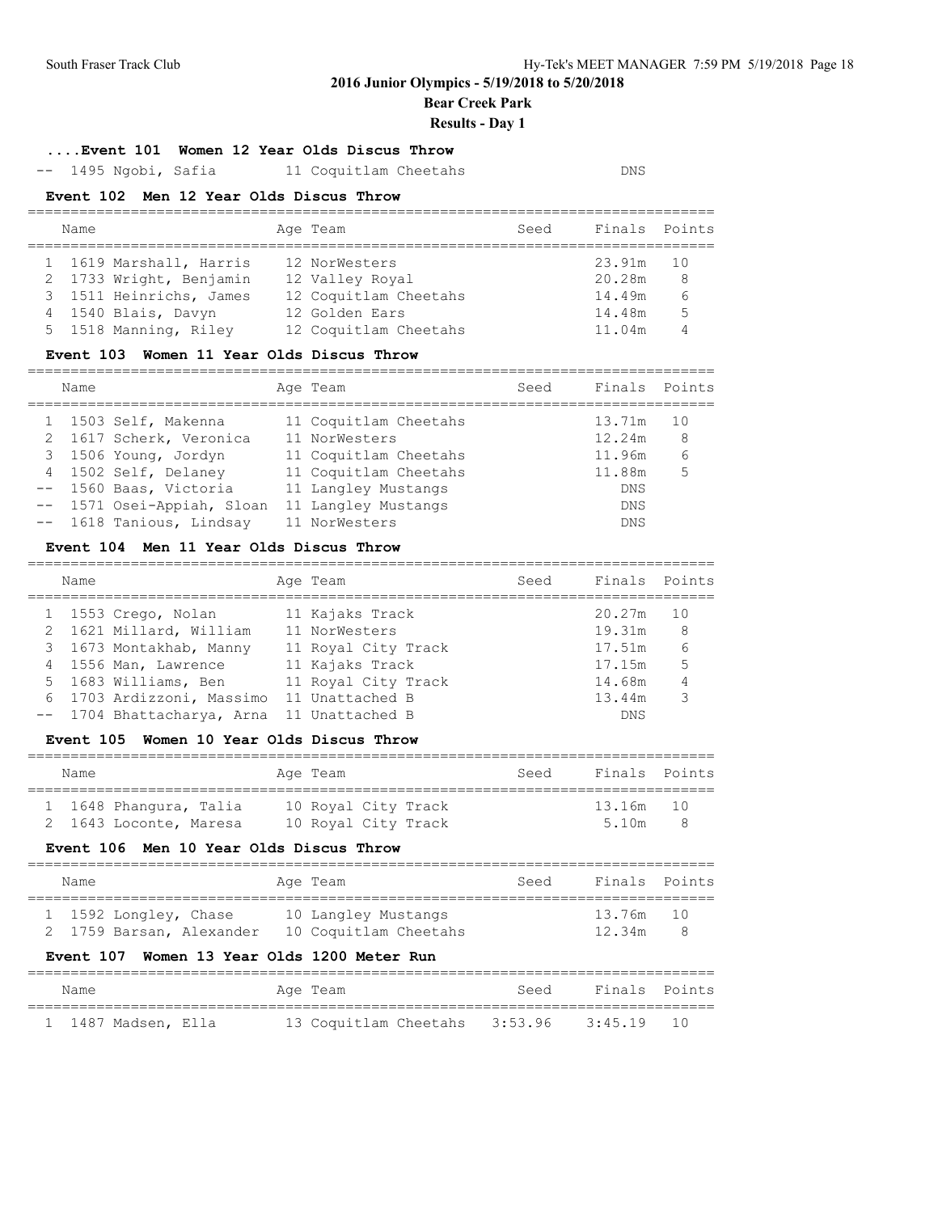## 2016 Junior Olympics - 5/19/2018 to 5/20/2018

**Bear Creek Park**

**Results - Day 1**

### ....Event 101 Women 12 Year Olds Discus Throw

| | Name | Age | Team | Seed | Finals | Points |
|---|---|---|---|---|---|---|
| -- | 1495 Ngobi, Safia | 11 | Coquitlam Cheetahs | | DNS | |

### Event 102 Men 12 Year Olds Discus Throw

| | Name | Age | Team | Seed | Finals | Points |
|---|---|---|---|---|---|---|
| 1 | 1619 Marshall, Harris | 12 | NorWesters | | 23.91m | 10 |
| 2 | 1733 Wright, Benjamin | 12 | Valley Royal | | 20.28m | 8 |
| 3 | 1511 Heinrichs, James | 12 | Coquitlam Cheetahs | | 14.49m | 6 |
| 4 | 1540 Blais, Davyn | 12 | Golden Ears | | 14.48m | 5 |
| 5 | 1518 Manning, Riley | 12 | Coquitlam Cheetahs | | 11.04m | 4 |

### Event 103 Women 11 Year Olds Discus Throw

| | Name | Age | Team | Seed | Finals | Points |
|---|---|---|---|---|---|---|
| 1 | 1503 Self, Makenna | 11 | Coquitlam Cheetahs | | 13.71m | 10 |
| 2 | 1617 Scherk, Veronica | 11 | NorWesters | | 12.24m | 8 |
| 3 | 1506 Young, Jordyn | 11 | Coquitlam Cheetahs | | 11.96m | 6 |
| 4 | 1502 Self, Delaney | 11 | Coquitlam Cheetahs | | 11.88m | 5 |
| -- | 1560 Baas, Victoria | 11 | Langley Mustangs | | DNS | |
| -- | 1571 Osei-Appiah, Sloan | 11 | Langley Mustangs | | DNS | |
| -- | 1618 Tanious, Lindsay | 11 | NorWesters | | DNS | |

### Event 104 Men 11 Year Olds Discus Throw

| | Name | Age | Team | Seed | Finals | Points |
|---|---|---|---|---|---|---|
| 1 | 1553 Crego, Nolan | 11 | Kajaks Track | | 20.27m | 10 |
| 2 | 1621 Millard, William | 11 | NorWesters | | 19.31m | 8 |
| 3 | 1673 Montakhab, Manny | 11 | Royal City Track | | 17.51m | 6 |
| 4 | 1556 Man, Lawrence | 11 | Kajaks Track | | 17.15m | 5 |
| 5 | 1683 Williams, Ben | 11 | Royal City Track | | 14.68m | 4 |
| 6 | 1703 Ardizzoni, Massimo | 11 | Unattached B | | 13.44m | 3 |
| -- | 1704 Bhattacharya, Arna | 11 | Unattached B | | DNS | |

### Event 105 Women 10 Year Olds Discus Throw

| | Name | Age | Team | Seed | Finals | Points |
|---|---|---|---|---|---|---|
| 1 | 1648 Phangura, Talia | 10 | Royal City Track | | 13.16m | 10 |
| 2 | 1643 Loconte, Maresa | 10 | Royal City Track | | 5.10m | 8 |

### Event 106 Men 10 Year Olds Discus Throw

| | Name | Age | Team | Seed | Finals | Points |
|---|---|---|---|---|---|---|
| 1 | 1592 Longley, Chase | 10 | Langley Mustangs | | 13.76m | 10 |
| 2 | 1759 Barsan, Alexander | 10 | Coquitlam Cheetahs | | 12.34m | 8 |

### Event 107 Women 13 Year Olds 1200 Meter Run

| | Name | Age | Team | Seed | Finals | Points |
|---|---|---|---|---|---|---|
| 1 | 1487 Madsen, Ella | 13 | Coquitlam Cheetahs | 3:53.96 | 3:45.19 | 10 |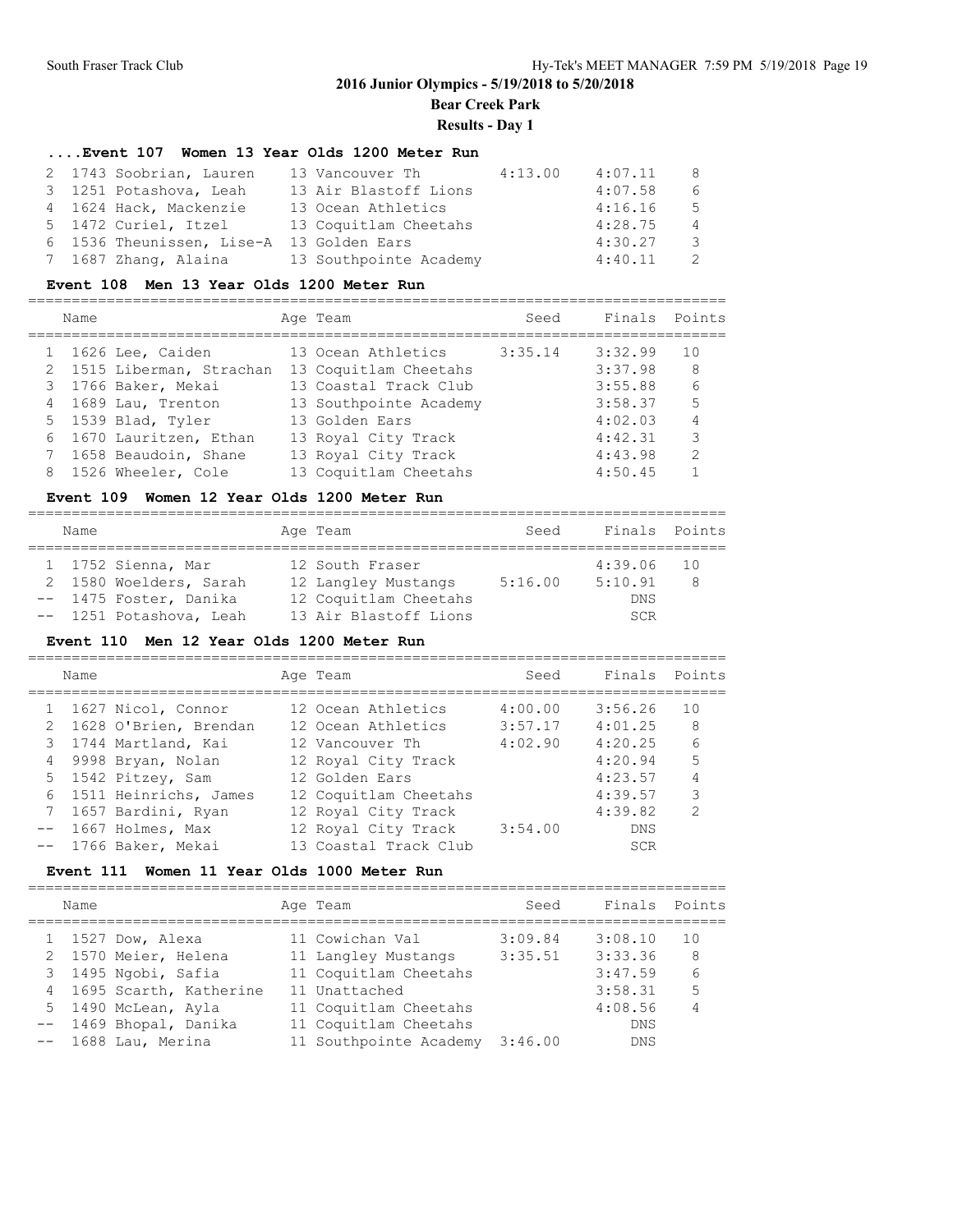## 2016 Junior Olympics - 5/19/2018 to 5/20/2018

**Bear Creek Park**

**Results - Day 1**

### ....Event 107 Women 13 Year Olds 1200 Meter Run

| | | | | | | |
|---|---|---|---|---|---|---|
| 2 | 1743 Soobrian, Lauren | 13 | Vancouver Th | 4:13.00 | 4:07.11 | 8 |
| 3 | 1251 Potashova, Leah | 13 | Air Blastoff Lions | | 4:07.58 | 6 |
| 4 | 1624 Hack, Mackenzie | 13 | Ocean Athletics | | 4:16.16 | 5 |
| 5 | 1472 Curiel, Itzel | 13 | Coquitlam Cheetahs | | 4:28.75 | 4 |
| 6 | 1536 Theunissen, Lise-A | 13 | Golden Ears | | 4:30.27 | 3 |
| 7 | 1687 Zhang, Alaina | 13 | Southpointe Academy | | 4:40.11 | 2 |

### Event 108 Men 13 Year Olds 1200 Meter Run

| | Name | Age | Team | Seed | Finals | Points |
|---|---|---|---|---|---|---|
| 1 | 1626 Lee, Caiden | 13 | Ocean Athletics | 3:35.14 | 3:32.99 | 10 |
| 2 | 1515 Liberman, Strachan | 13 | Coquitlam Cheetahs | | 3:37.98 | 8 |
| 3 | 1766 Baker, Mekai | 13 | Coastal Track Club | | 3:55.88 | 6 |
| 4 | 1689 Lau, Trenton | 13 | Southpointe Academy | | 3:58.37 | 5 |
| 5 | 1539 Blad, Tyler | 13 | Golden Ears | | 4:02.03 | 4 |
| 6 | 1670 Lauritzen, Ethan | 13 | Royal City Track | | 4:42.31 | 3 |
| 7 | 1658 Beaudoin, Shane | 13 | Royal City Track | | 4:43.98 | 2 |
| 8 | 1526 Wheeler, Cole | 13 | Coquitlam Cheetahs | | 4:50.45 | 1 |

### Event 109 Women 12 Year Olds 1200 Meter Run

| | Name | Age | Team | Seed | Finals | Points |
|---|---|---|---|---|---|---|
| 1 | 1752 Sienna, Mar | 12 | South Fraser | | 4:39.06 | 10 |
| 2 | 1580 Woelders, Sarah | 12 | Langley Mustangs | 5:16.00 | 5:10.91 | 8 |
| -- | 1475 Foster, Danika | 12 | Coquitlam Cheetahs | | DNS | |
| -- | 1251 Potashova, Leah | 13 | Air Blastoff Lions | | SCR | |

### Event 110 Men 12 Year Olds 1200 Meter Run

| | Name | Age | Team | Seed | Finals | Points |
|---|---|---|---|---|---|---|
| 1 | 1627 Nicol, Connor | 12 | Ocean Athletics | 4:00.00 | 3:56.26 | 10 |
| 2 | 1628 O'Brien, Brendan | 12 | Ocean Athletics | 3:57.17 | 4:01.25 | 8 |
| 3 | 1744 Martland, Kai | 12 | Vancouver Th | 4:02.90 | 4:20.25 | 6 |
| 4 | 9998 Bryan, Nolan | 12 | Royal City Track | | 4:20.94 | 5 |
| 5 | 1542 Pitzey, Sam | 12 | Golden Ears | | 4:23.57 | 4 |
| 6 | 1511 Heinrichs, James | 12 | Coquitlam Cheetahs | | 4:39.57 | 3 |
| 7 | 1657 Bardini, Ryan | 12 | Royal City Track | | 4:39.82 | 2 |
| -- | 1667 Holmes, Max | 12 | Royal City Track | 3:54.00 | DNS | |
| -- | 1766 Baker, Mekai | 13 | Coastal Track Club | | SCR | |

### Event 111 Women 11 Year Olds 1000 Meter Run

| | Name | Age | Team | Seed | Finals | Points |
|---|---|---|---|---|---|---|
| 1 | 1527 Dow, Alexa | 11 | Cowichan Val | 3:09.84 | 3:08.10 | 10 |
| 2 | 1570 Meier, Helena | 11 | Langley Mustangs | 3:35.51 | 3:33.36 | 8 |
| 3 | 1495 Ngobi, Safia | 11 | Coquitlam Cheetahs | | 3:47.59 | 6 |
| 4 | 1695 Scarth, Katherine | 11 | Unattached | | 3:58.31 | 5 |
| 5 | 1490 McLean, Ayla | 11 | Coquitlam Cheetahs | | 4:08.56 | 4 |
| -- | 1469 Bhopal, Danika | 11 | Coquitlam Cheetahs | | DNS | |
| -- | 1688 Lau, Merina | 11 | Southpointe Academy | 3:46.00 | DNS | |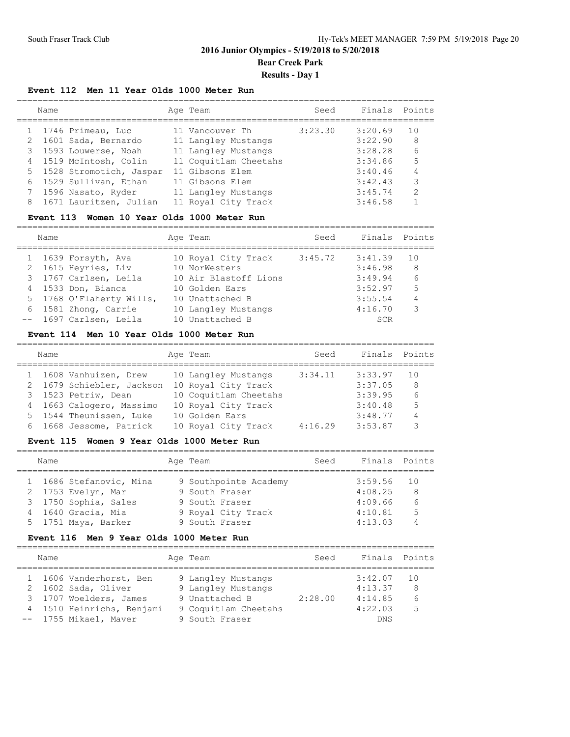## 2016 Junior Olympics - 5/19/2018 to 5/20/2018

## Bear Creek Park

## Results - Day 1

### Event 112 Men 11 Year Olds 1000 Meter Run

| | Name | Age | Team | Seed | Finals | Points |
|---|---|---|---|---|---|---|
| 1 | 1746 Primeau, Luc | 11 | Vancouver Th | 3:23.30 | 3:20.69 | 10 |
| 2 | 1601 Sada, Bernardo | 11 | Langley Mustangs | | 3:22.90 | 8 |
| 3 | 1593 Louwerse, Noah | 11 | Langley Mustangs | | 3:28.28 | 6 |
| 4 | 1519 McIntosh, Colin | 11 | Coquitlam Cheetahs | | 3:34.86 | 5 |
| 5 | 1528 Stromotich, Jaspar | 11 | Gibsons Elem | | 3:40.46 | 4 |
| 6 | 1529 Sullivan, Ethan | 11 | Gibsons Elem | | 3:42.43 | 3 |
| 7 | 1596 Nasato, Ryder | 11 | Langley Mustangs | | 3:45.74 | 2 |
| 8 | 1671 Lauritzen, Julian | 11 | Royal City Track | | 3:46.58 | 1 |

### Event 113 Women 10 Year Olds 1000 Meter Run

| | Name | Age | Team | Seed | Finals | Points |
|---|---|---|---|---|---|---|
| 1 | 1639 Forsyth, Ava | 10 | Royal City Track | 3:45.72 | 3:41.39 | 10 |
| 2 | 1615 Heyries, Liv | 10 | NorWesters | | 3:46.98 | 8 |
| 3 | 1767 Carlsen, Leila | 10 | Air Blastoff Lions | | 3:49.94 | 6 |
| 4 | 1533 Don, Bianca | 10 | Golden Ears | | 3:52.97 | 5 |
| 5 | 1768 O'Flaherty Wills, | 10 | Unattached B | | 3:55.54 | 4 |
| 6 | 1581 Zhong, Carrie | 10 | Langley Mustangs | | 4:16.70 | 3 |
| -- | 1697 Carlsen, Leila | 10 | Unattached B | | SCR | |

### Event 114 Men 10 Year Olds 1000 Meter Run

| | Name | Age | Team | Seed | Finals | Points |
|---|---|---|---|---|---|---|
| 1 | 1608 Vanhuizen, Drew | 10 | Langley Mustangs | 3:34.11 | 3:33.97 | 10 |
| 2 | 1679 Schiebler, Jackson | 10 | Royal City Track | | 3:37.05 | 8 |
| 3 | 1523 Petriw, Dean | 10 | Coquitlam Cheetahs | | 3:39.95 | 6 |
| 4 | 1663 Calogero, Massimo | 10 | Royal City Track | | 3:40.48 | 5 |
| 5 | 1544 Theunissen, Luke | 10 | Golden Ears | | 3:48.77 | 4 |
| 6 | 1668 Jessome, Patrick | 10 | Royal City Track | 4:16.29 | 3:53.87 | 3 |

### Event 115 Women 9 Year Olds 1000 Meter Run

| | Name | Age | Team | Seed | Finals | Points |
|---|---|---|---|---|---|---|
| 1 | 1686 Stefanovic, Mina | 9 | Southpointe Academy | | 3:59.56 | 10 |
| 2 | 1753 Evelyn, Mar | 9 | South Fraser | | 4:08.25 | 8 |
| 3 | 1750 Sophia, Sales | 9 | South Fraser | | 4:09.66 | 6 |
| 4 | 1640 Gracia, Mia | 9 | Royal City Track | | 4:10.81 | 5 |
| 5 | 1751 Maya, Barker | 9 | South Fraser | | 4:13.03 | 4 |

### Event 116 Men 9 Year Olds 1000 Meter Run

| | Name | Age | Team | Seed | Finals | Points |
|---|---|---|---|---|---|---|
| 1 | 1606 Vanderhorst, Ben | 9 | Langley Mustangs | | 3:42.07 | 10 |
| 2 | 1602 Sada, Oliver | 9 | Langley Mustangs | | 4:13.37 | 8 |
| 3 | 1707 Woelders, James | 9 | Unattached B | 2:28.00 | 4:14.85 | 6 |
| 4 | 1510 Heinrichs, Benjami | 9 | Coquitlam Cheetahs | | 4:22.03 | 5 |
| -- | 1755 Mikael, Maver | 9 | South Fraser | | DNS | |